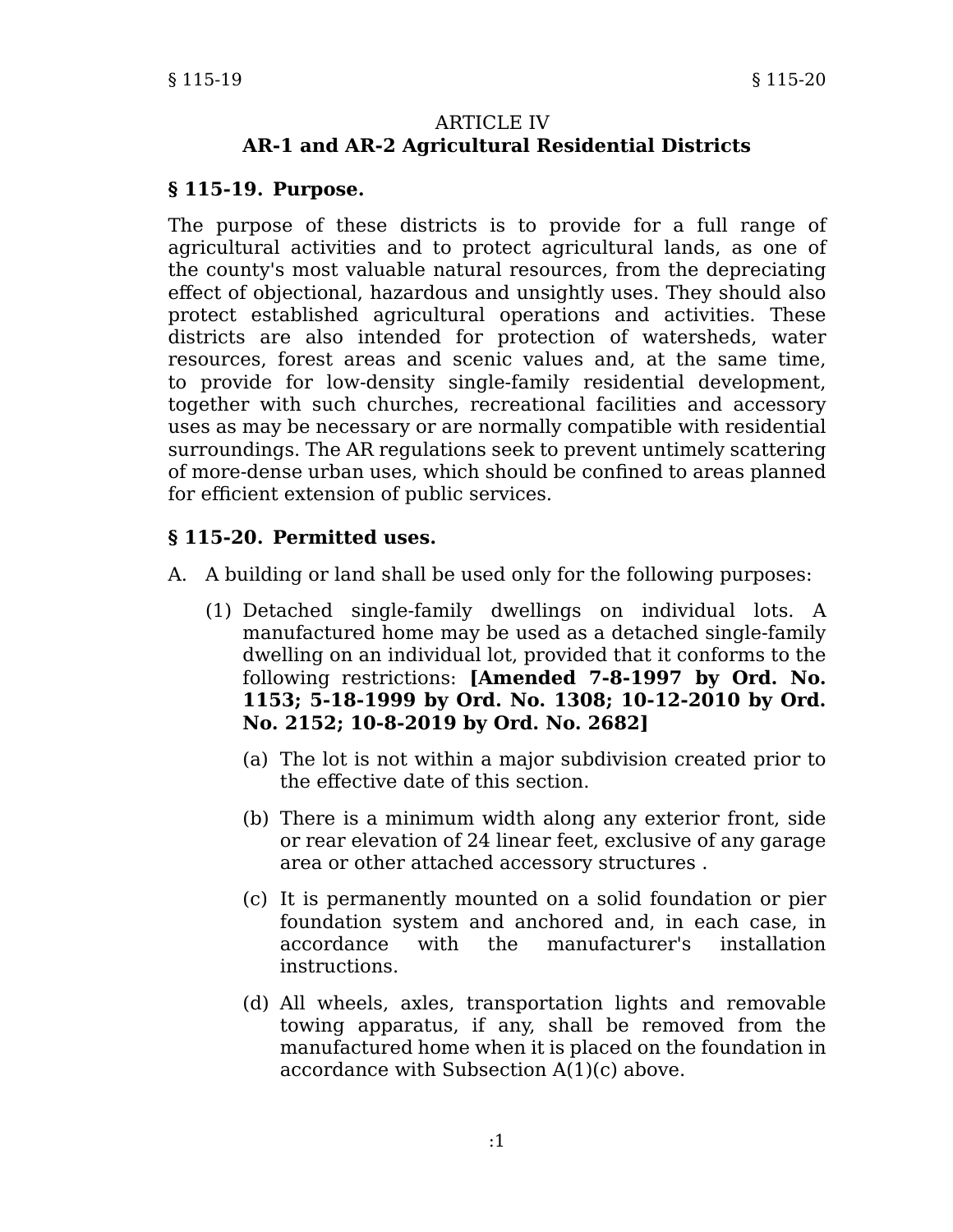# ARTICLE IV
## AR-1 and AR-2 Agricultural Residential Districts

### § 115-19. Purpose.

The purpose of these districts is to provide for a full range of agricultural activities and to protect agricultural lands, as one of the county's most valuable natural resources, from the depreciating effect of objectional, hazardous and unsightly uses. They should also protect established agricultural operations and activities. These districts are also intended for protection of watersheds, water resources, forest areas and scenic values and, at the same time, to provide for low-density single-family residential development, together with such churches, recreational facilities and accessory uses as may be necessary or are normally compatible with residential surroundings. The AR regulations seek to prevent untimely scattering of more-dense urban uses, which should be confined to areas planned for efficient extension of public services.

### § 115-20. Permitted uses.

A. A building or land shall be used only for the following purposes:

(1) Detached single-family dwellings on individual lots. A manufactured home may be used as a detached single-family dwelling on an individual lot, provided that it conforms to the following restrictions: **[Amended 7-8-1997 by Ord. No. 1153; 5-18-1999 by Ord. No. 1308; 10-12-2010 by Ord. No. 2152; 10-8-2019 by Ord. No. 2682]**

(a) The lot is not within a major subdivision created prior to the effective date of this section.

(b) There is a minimum width along any exterior front, side or rear elevation of 24 linear feet, exclusive of any garage area or other attached accessory structures .

(c) It is permanently mounted on a solid foundation or pier foundation system and anchored and, in each case, in accordance with the manufacturer's installation instructions.

(d) All wheels, axles, transportation lights and removable towing apparatus, if any, shall be removed from the manufactured home when it is placed on the foundation in accordance with Subsection A(1)(c) above.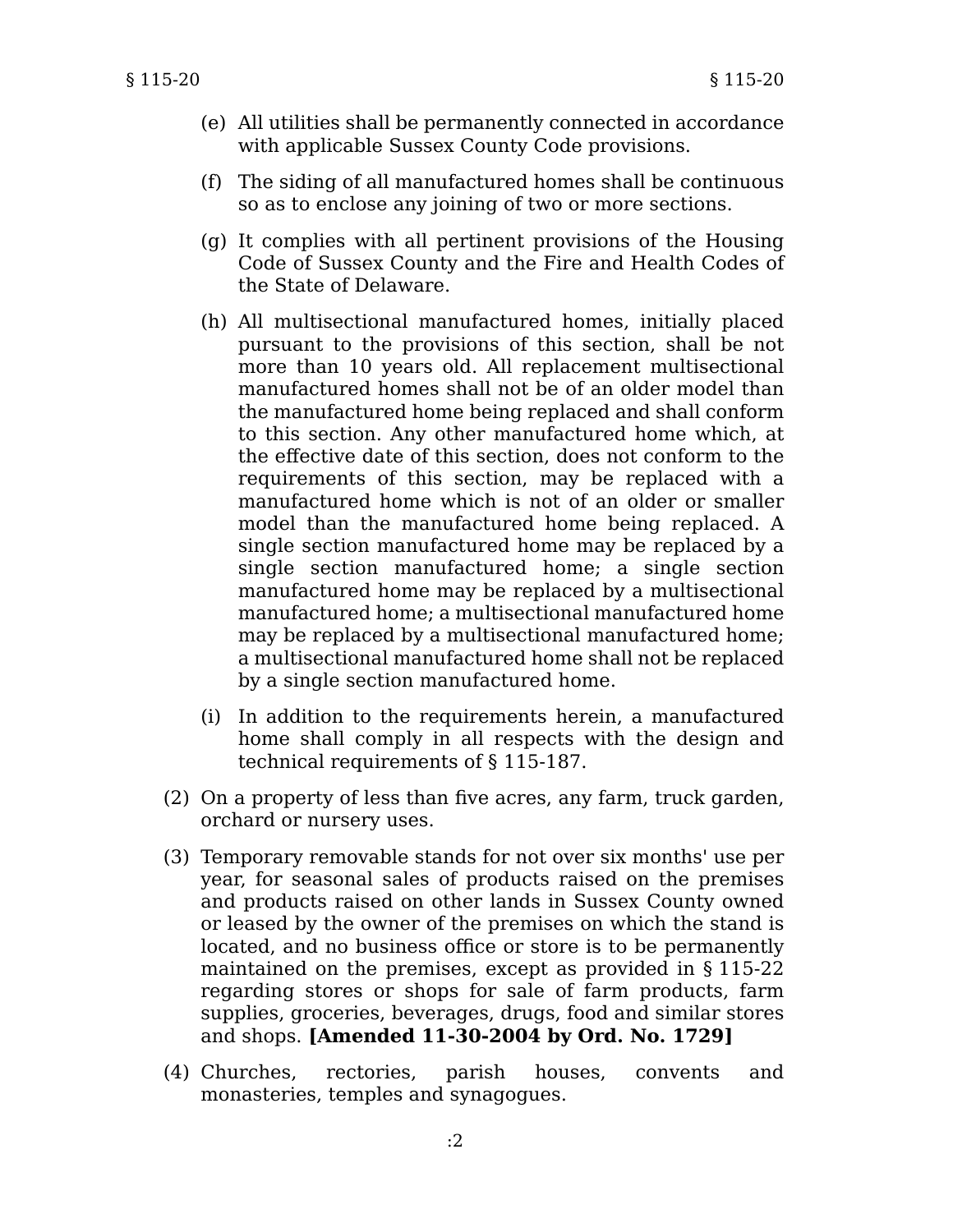(e) All utilities shall be permanently connected in accordance with applicable Sussex County Code provisions.

(f) The siding of all manufactured homes shall be continuous so as to enclose any joining of two or more sections.

(g) It complies with all pertinent provisions of the Housing Code of Sussex County and the Fire and Health Codes of the State of Delaware.

(h) All multisectional manufactured homes, initially placed pursuant to the provisions of this section, shall be not more than 10 years old. All replacement multisectional manufactured homes shall not be of an older model than the manufactured home being replaced and shall conform to this section. Any other manufactured home which, at the effective date of this section, does not conform to the requirements of this section, may be replaced with a manufactured home which is not of an older or smaller model than the manufactured home being replaced. A single section manufactured home may be replaced by a single section manufactured home; a single section manufactured home may be replaced by a multisectional manufactured home; a multisectional manufactured home may be replaced by a multisectional manufactured home; a multisectional manufactured home shall not be replaced by a single section manufactured home.

(i) In addition to the requirements herein, a manufactured home shall comply in all respects with the design and technical requirements of § 115-187.

(2) On a property of less than five acres, any farm, truck garden, orchard or nursery uses.

(3) Temporary removable stands for not over six months' use per year, for seasonal sales of products raised on the premises and products raised on other lands in Sussex County owned or leased by the owner of the premises on which the stand is located, and no business office or store is to be permanently maintained on the premises, except as provided in § 115-22 regarding stores or shops for sale of farm products, farm supplies, groceries, beverages, drugs, food and similar stores and shops. **[Amended 11-30-2004 by Ord. No. 1729]**

(4) Churches, rectories, parish houses, convents and monasteries, temples and synagogues.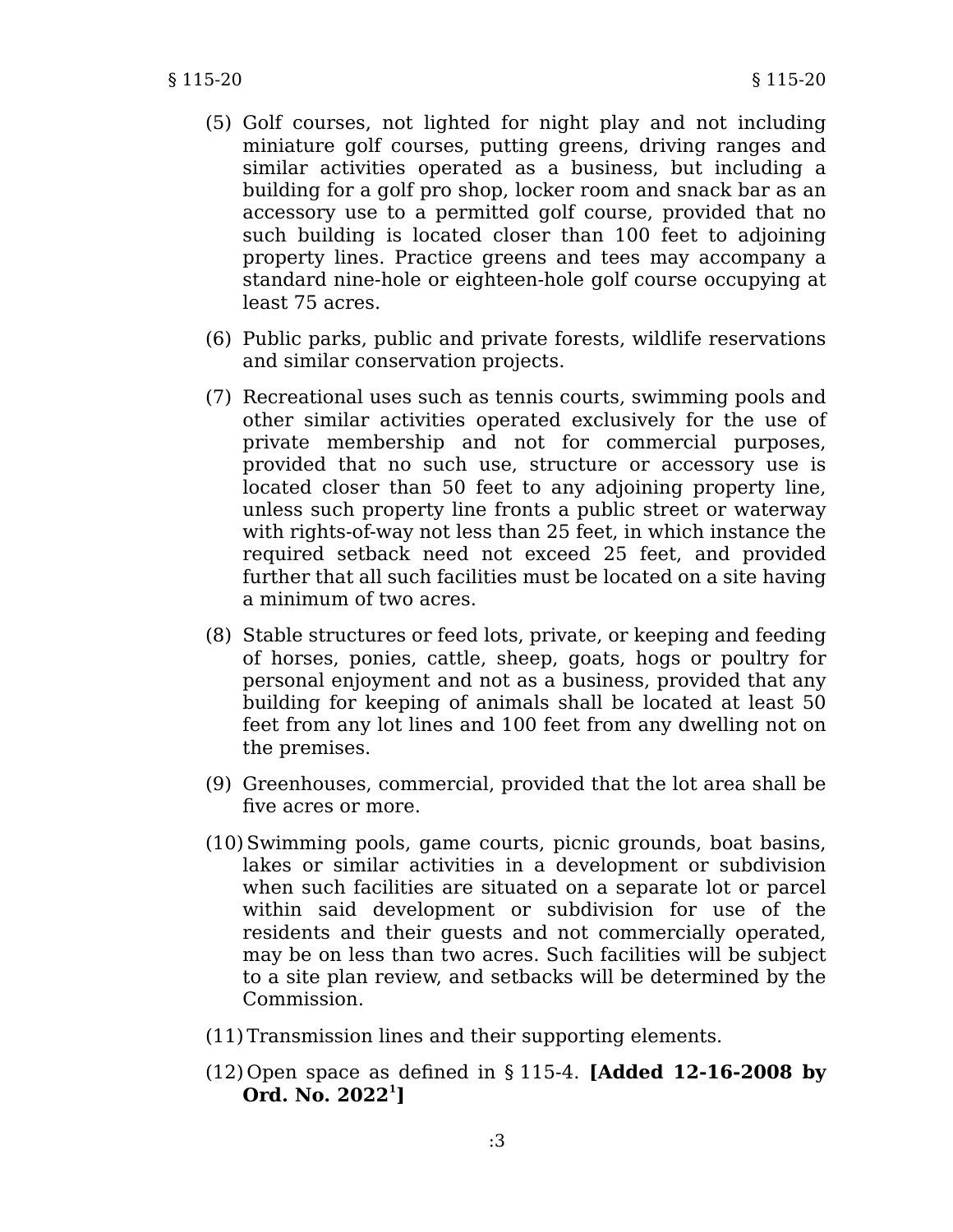(5) Golf courses, not lighted for night play and not including miniature golf courses, putting greens, driving ranges and similar activities operated as a business, but including a building for a golf pro shop, locker room and snack bar as an accessory use to a permitted golf course, provided that no such building is located closer than 100 feet to adjoining property lines. Practice greens and tees may accompany a standard nine-hole or eighteen-hole golf course occupying at least 75 acres.

(6) Public parks, public and private forests, wildlife reservations and similar conservation projects.

(7) Recreational uses such as tennis courts, swimming pools and other similar activities operated exclusively for the use of private membership and not for commercial purposes, provided that no such use, structure or accessory use is located closer than 50 feet to any adjoining property line, unless such property line fronts a public street or waterway with rights-of-way not less than 25 feet, in which instance the required setback need not exceed 25 feet, and provided further that all such facilities must be located on a site having a minimum of two acres.

(8) Stable structures or feed lots, private, or keeping and feeding of horses, ponies, cattle, sheep, goats, hogs or poultry for personal enjoyment and not as a business, provided that any building for keeping of animals shall be located at least 50 feet from any lot lines and 100 feet from any dwelling not on the premises.

(9) Greenhouses, commercial, provided that the lot area shall be five acres or more.

(10) Swimming pools, game courts, picnic grounds, boat basins, lakes or similar activities in a development or subdivision when such facilities are situated on a separate lot or parcel within said development or subdivision for use of the residents and their guests and not commercially operated, may be on less than two acres. Such facilities will be subject to a site plan review, and setbacks will be determined by the Commission.

(11) Transmission lines and their supporting elements.

(12) Open space as defined in § 115-4. **[Added 12-16-2008 by Ord. No. 2022[1]]**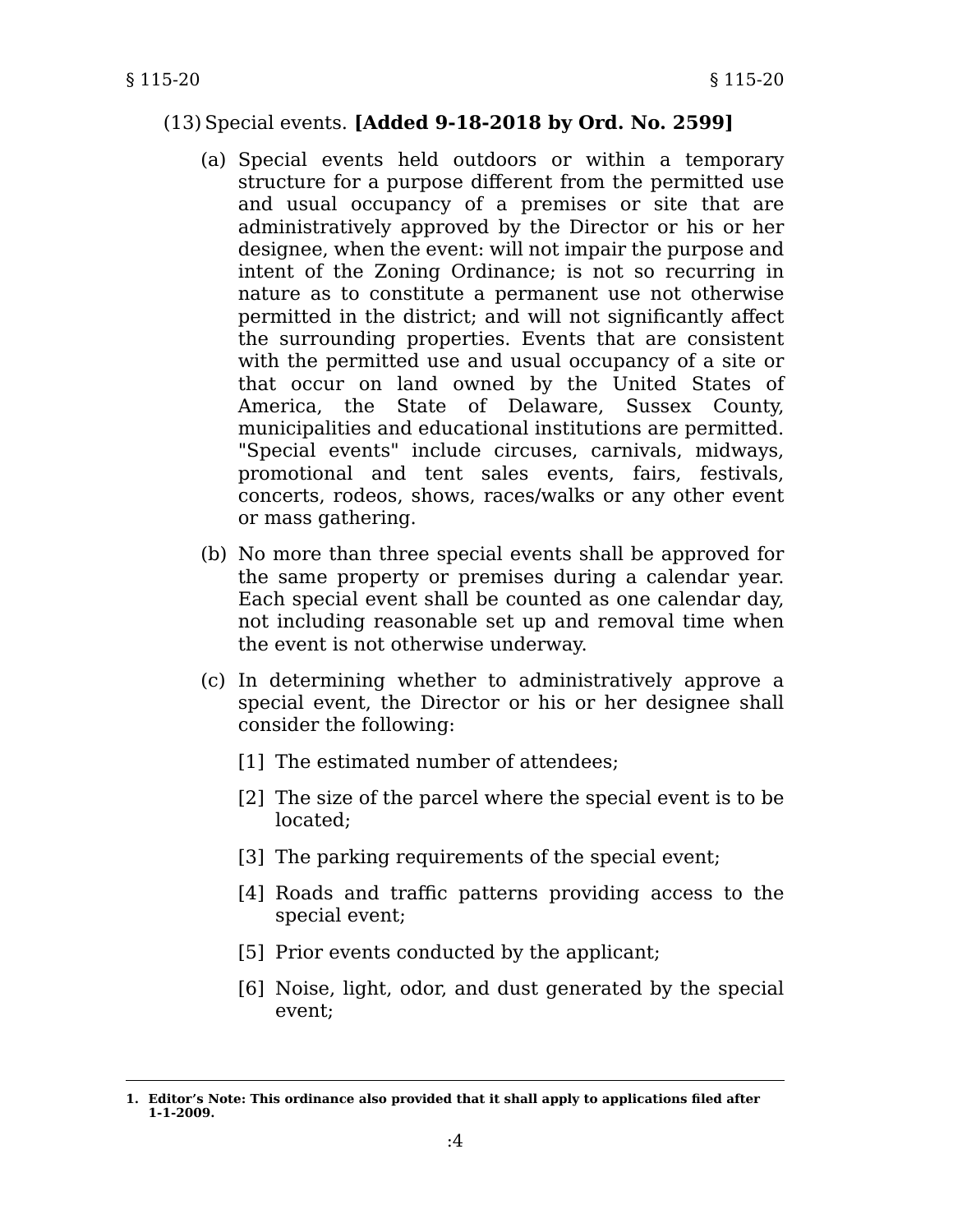(13) Special events. **[Added 9-18-2018 by Ord. No. 2599]**

(a) Special events held outdoors or within a temporary structure for a purpose different from the permitted use and usual occupancy of a premises or site that are administratively approved by the Director or his or her designee, when the event: will not impair the purpose and intent of the Zoning Ordinance; is not so recurring in nature as to constitute a permanent use not otherwise permitted in the district; and will not significantly affect the surrounding properties. Events that are consistent with the permitted use and usual occupancy of a site or that occur on land owned by the United States of America, the State of Delaware, Sussex County, municipalities and educational institutions are permitted. "Special events" include circuses, carnivals, midways, promotional and tent sales events, fairs, festivals, concerts, rodeos, shows, races/walks or any other event or mass gathering.

(b) No more than three special events shall be approved for the same property or premises during a calendar year. Each special event shall be counted as one calendar day, not including reasonable set up and removal time when the event is not otherwise underway.

(c) In determining whether to administratively approve a special event, the Director or his or her designee shall consider the following:

[1] The estimated number of attendees;

[2] The size of the parcel where the special event is to be located;

[3] The parking requirements of the special event;

[4] Roads and traffic patterns providing access to the special event;

[5] Prior events conducted by the applicant;

[6] Noise, light, odor, and dust generated by the special event;

---

**1. Editor's Note: This ordinance also provided that it shall apply to applications filed after 1-1-2009.**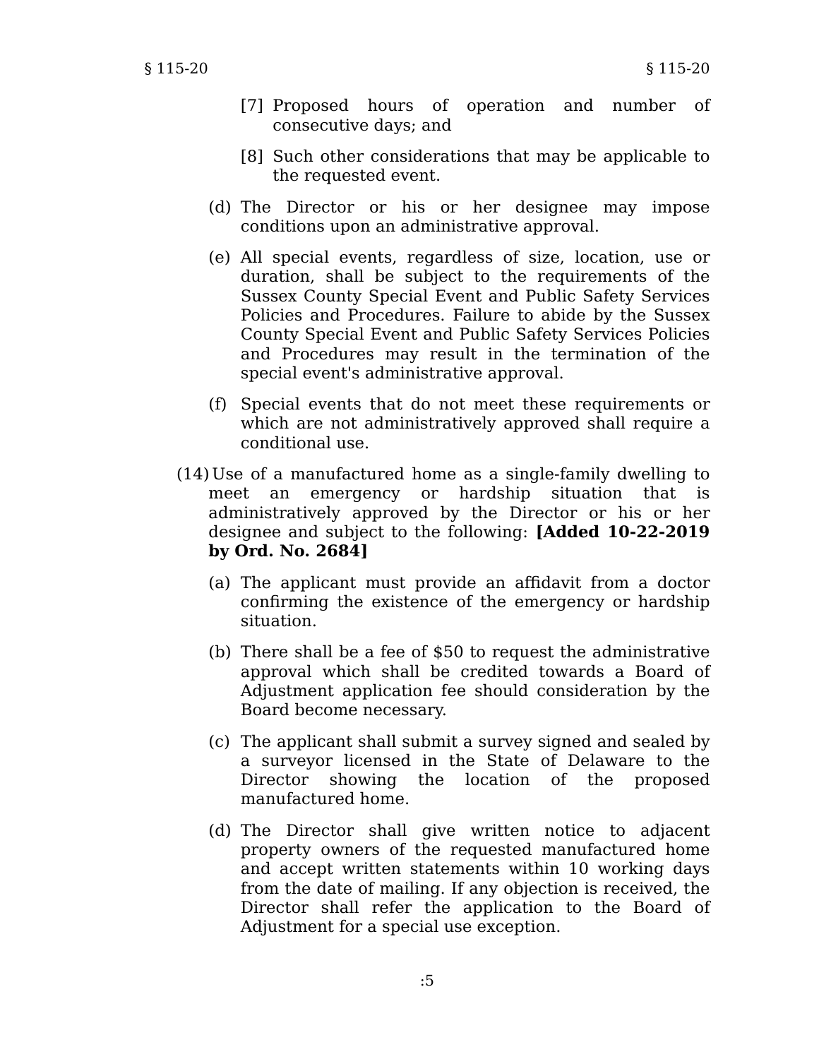[7] Proposed hours of operation and number of consecutive days; and

[8] Such other considerations that may be applicable to the requested event.

(d) The Director or his or her designee may impose conditions upon an administrative approval.

(e) All special events, regardless of size, location, use or duration, shall be subject to the requirements of the Sussex County Special Event and Public Safety Services Policies and Procedures. Failure to abide by the Sussex County Special Event and Public Safety Services Policies and Procedures may result in the termination of the special event's administrative approval.

(f) Special events that do not meet these requirements or which are not administratively approved shall require a conditional use.

(14) Use of a manufactured home as a single-family dwelling to meet an emergency or hardship situation that is administratively approved by the Director or his or her designee and subject to the following: **[Added 10-22-2019 by Ord. No. 2684]**

(a) The applicant must provide an affidavit from a doctor confirming the existence of the emergency or hardship situation.

(b) There shall be a fee of $50 to request the administrative approval which shall be credited towards a Board of Adjustment application fee should consideration by the Board become necessary.

(c) The applicant shall submit a survey signed and sealed by a surveyor licensed in the State of Delaware to the Director showing the location of the proposed manufactured home.

(d) The Director shall give written notice to adjacent property owners of the requested manufactured home and accept written statements within 10 working days from the date of mailing. If any objection is received, the Director shall refer the application to the Board of Adjustment for a special use exception.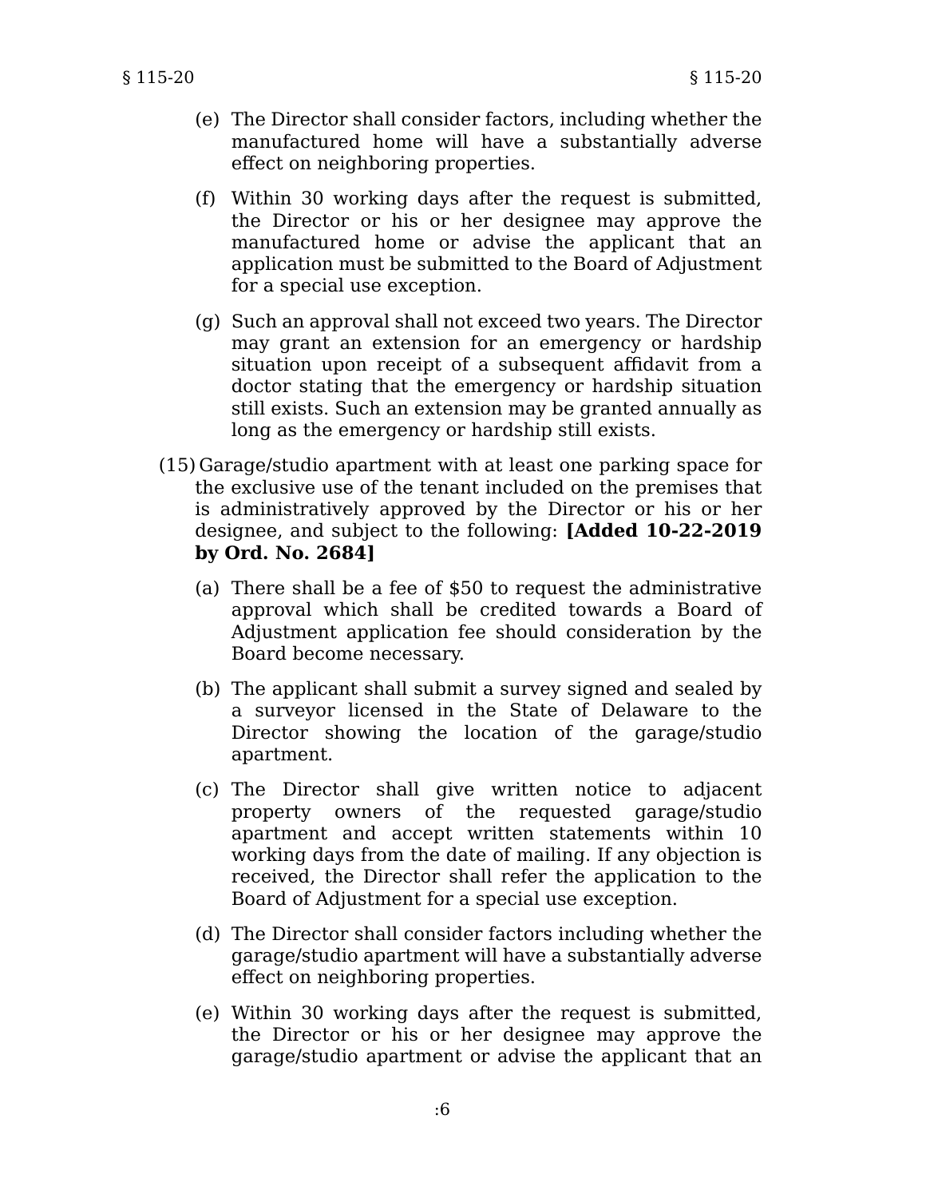(e) The Director shall consider factors, including whether the manufactured home will have a substantially adverse effect on neighboring properties.

(f) Within 30 working days after the request is submitted, the Director or his or her designee may approve the manufactured home or advise the applicant that an application must be submitted to the Board of Adjustment for a special use exception.

(g) Such an approval shall not exceed two years. The Director may grant an extension for an emergency or hardship situation upon receipt of a subsequent affidavit from a doctor stating that the emergency or hardship situation still exists. Such an extension may be granted annually as long as the emergency or hardship still exists.

(15) Garage/studio apartment with at least one parking space for the exclusive use of the tenant included on the premises that is administratively approved by the Director or his or her designee, and subject to the following: **[Added 10-22-2019 by Ord. No. 2684]**

(a) There shall be a fee of $50 to request the administrative approval which shall be credited towards a Board of Adjustment application fee should consideration by the Board become necessary.

(b) The applicant shall submit a survey signed and sealed by a surveyor licensed in the State of Delaware to the Director showing the location of the garage/studio apartment.

(c) The Director shall give written notice to adjacent property owners of the requested garage/studio apartment and accept written statements within 10 working days from the date of mailing. If any objection is received, the Director shall refer the application to the Board of Adjustment for a special use exception.

(d) The Director shall consider factors including whether the garage/studio apartment will have a substantially adverse effect on neighboring properties.

(e) Within 30 working days after the request is submitted, the Director or his or her designee may approve the garage/studio apartment or advise the applicant that an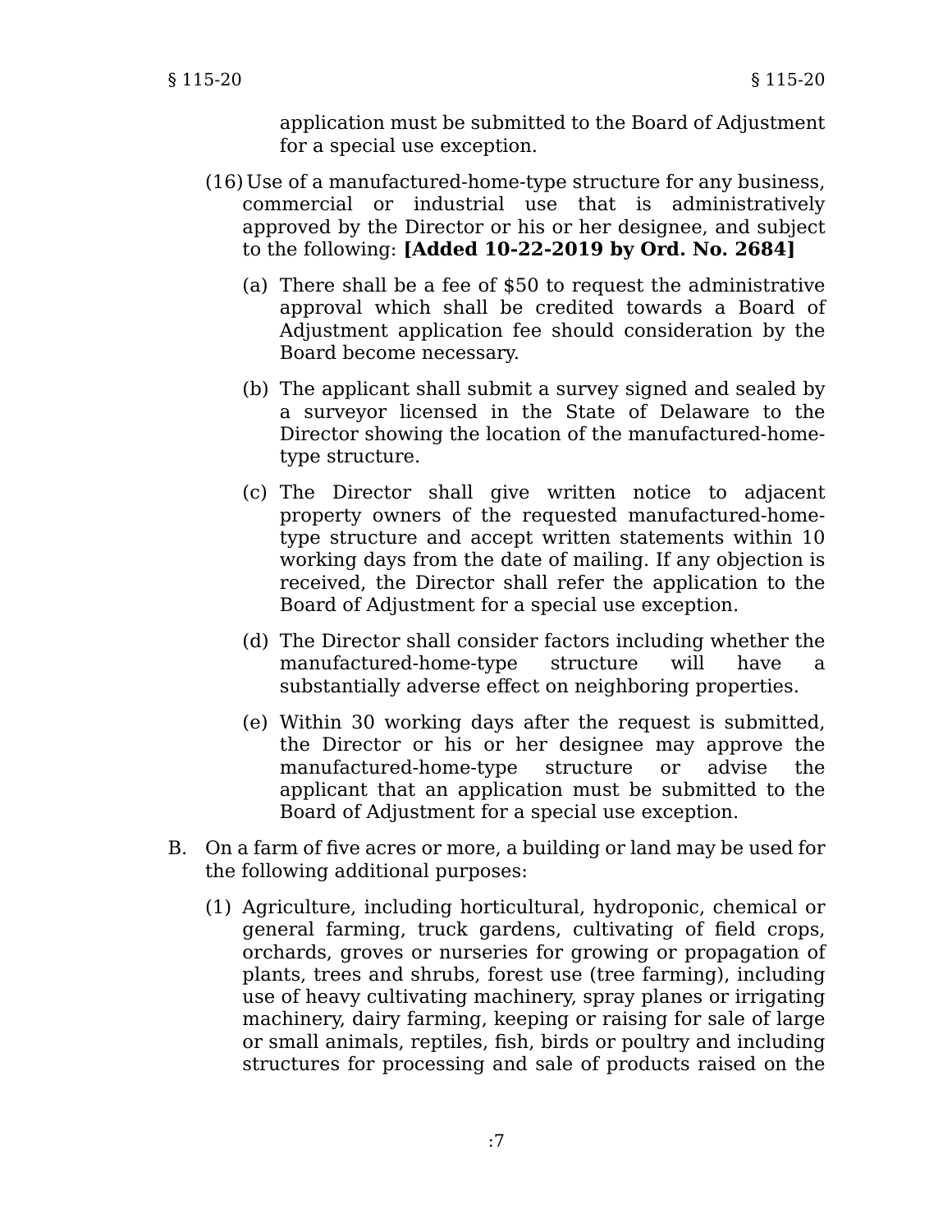application must be submitted to the Board of Adjustment for a special use exception.

(16) Use of a manufactured-home-type structure for any business, commercial or industrial use that is administratively approved by the Director or his or her designee, and subject to the following: **[Added 10-22-2019 by Ord. No. 2684]**

(a) There shall be a fee of $50 to request the administrative approval which shall be credited towards a Board of Adjustment application fee should consideration by the Board become necessary.

(b) The applicant shall submit a survey signed and sealed by a surveyor licensed in the State of Delaware to the Director showing the location of the manufactured-home-type structure.

(c) The Director shall give written notice to adjacent property owners of the requested manufactured-home-type structure and accept written statements within 10 working days from the date of mailing. If any objection is received, the Director shall refer the application to the Board of Adjustment for a special use exception.

(d) The Director shall consider factors including whether the manufactured-home-type structure will have a substantially adverse effect on neighboring properties.

(e) Within 30 working days after the request is submitted, the Director or his or her designee may approve the manufactured-home-type structure or advise the applicant that an application must be submitted to the Board of Adjustment for a special use exception.

B. On a farm of five acres or more, a building or land may be used for the following additional purposes:

(1) Agriculture, including horticultural, hydroponic, chemical or general farming, truck gardens, cultivating of field crops, orchards, groves or nurseries for growing or propagation of plants, trees and shrubs, forest use (tree farming), including use of heavy cultivating machinery, spray planes or irrigating machinery, dairy farming, keeping or raising for sale of large or small animals, reptiles, fish, birds or poultry and including structures for processing and sale of products raised on the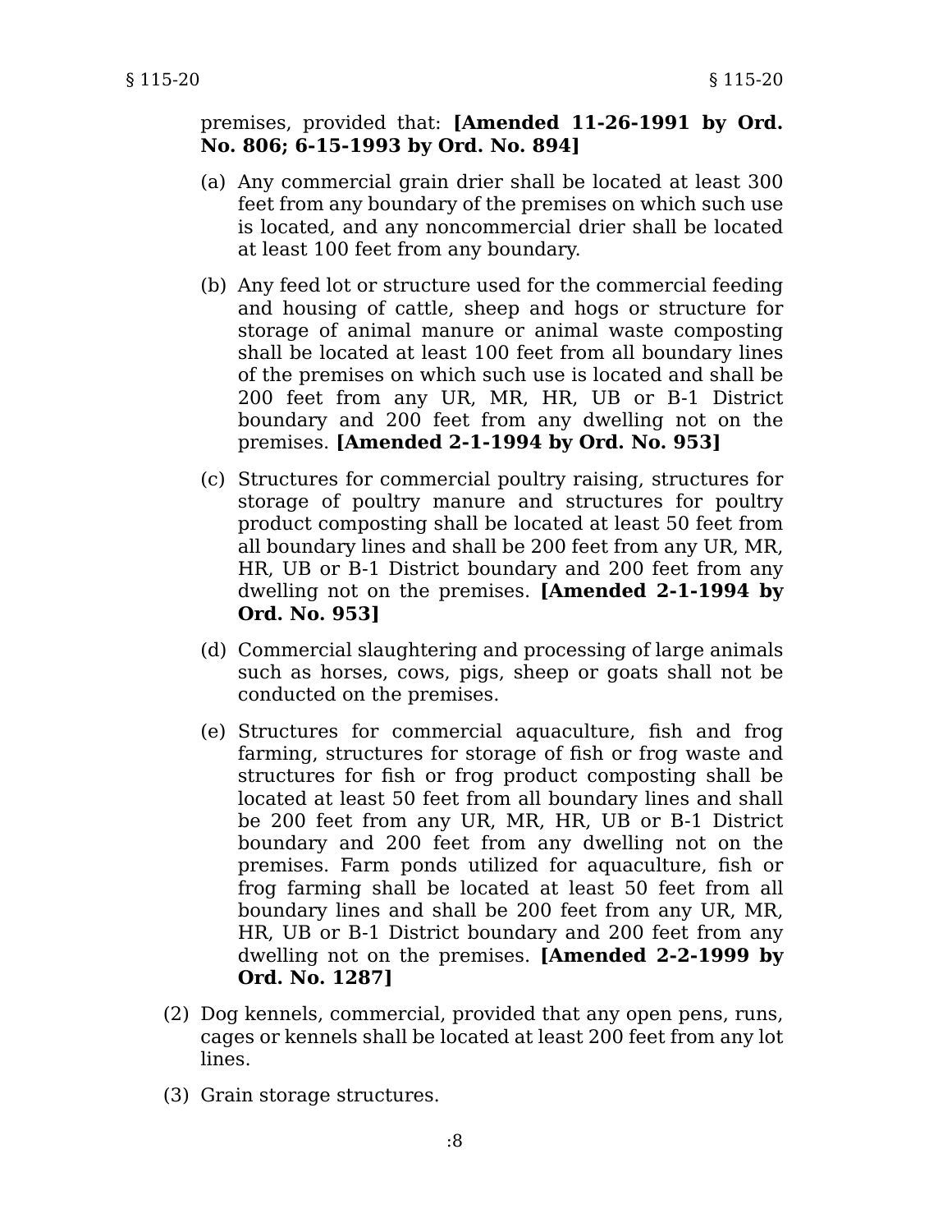premises, provided that: **[Amended 11-26-1991 by Ord. No. 806; 6-15-1993 by Ord. No. 894]**

(a) Any commercial grain drier shall be located at least 300 feet from any boundary of the premises on which such use is located, and any noncommercial drier shall be located at least 100 feet from any boundary.

(b) Any feed lot or structure used for the commercial feeding and housing of cattle, sheep and hogs or structure for storage of animal manure or animal waste composting shall be located at least 100 feet from all boundary lines of the premises on which such use is located and shall be 200 feet from any UR, MR, HR, UB or B-1 District boundary and 200 feet from any dwelling not on the premises. **[Amended 2-1-1994 by Ord. No. 953]**

(c) Structures for commercial poultry raising, structures for storage of poultry manure and structures for poultry product composting shall be located at least 50 feet from all boundary lines and shall be 200 feet from any UR, MR, HR, UB or B-1 District boundary and 200 feet from any dwelling not on the premises. **[Amended 2-1-1994 by Ord. No. 953]**

(d) Commercial slaughtering and processing of large animals such as horses, cows, pigs, sheep or goats shall not be conducted on the premises.

(e) Structures for commercial aquaculture, fish and frog farming, structures for storage of fish or frog waste and structures for fish or frog product composting shall be located at least 50 feet from all boundary lines and shall be 200 feet from any UR, MR, HR, UB or B-1 District boundary and 200 feet from any dwelling not on the premises. Farm ponds utilized for aquaculture, fish or frog farming shall be located at least 50 feet from all boundary lines and shall be 200 feet from any UR, MR, HR, UB or B-1 District boundary and 200 feet from any dwelling not on the premises. **[Amended 2-2-1999 by Ord. No. 1287]**

(2) Dog kennels, commercial, provided that any open pens, runs, cages or kennels shall be located at least 200 feet from any lot lines.

(3) Grain storage structures.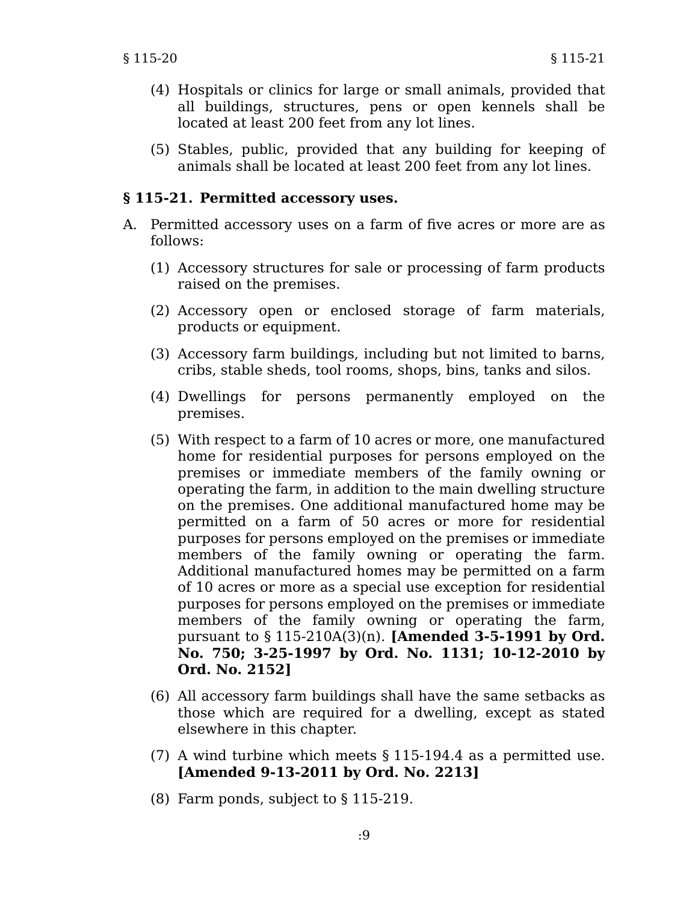(4) Hospitals or clinics for large or small animals, provided that all buildings, structures, pens or open kennels shall be located at least 200 feet from any lot lines.

(5) Stables, public, provided that any building for keeping of animals shall be located at least 200 feet from any lot lines.

### § 115-21. Permitted accessory uses.

A. Permitted accessory uses on a farm of five acres or more are as follows:

(1) Accessory structures for sale or processing of farm products raised on the premises.

(2) Accessory open or enclosed storage of farm materials, products or equipment.

(3) Accessory farm buildings, including but not limited to barns, cribs, stable sheds, tool rooms, shops, bins, tanks and silos.

(4) Dwellings for persons permanently employed on the premises.

(5) With respect to a farm of 10 acres or more, one manufactured home for residential purposes for persons employed on the premises or immediate members of the family owning or operating the farm, in addition to the main dwelling structure on the premises. One additional manufactured home may be permitted on a farm of 50 acres or more for residential purposes for persons employed on the premises or immediate members of the family owning or operating the farm. Additional manufactured homes may be permitted on a farm of 10 acres or more as a special use exception for residential purposes for persons employed on the premises or immediate members of the family owning or operating the farm, pursuant to § 115-210A(3)(n). **[Amended 3-5-1991 by Ord. No. 750; 3-25-1997 by Ord. No. 1131; 10-12-2010 by Ord. No. 2152]**

(6) All accessory farm buildings shall have the same setbacks as those which are required for a dwelling, except as stated elsewhere in this chapter.

(7) A wind turbine which meets § 115-194.4 as a permitted use. **[Amended 9-13-2011 by Ord. No. 2213]**

(8) Farm ponds, subject to § 115-219.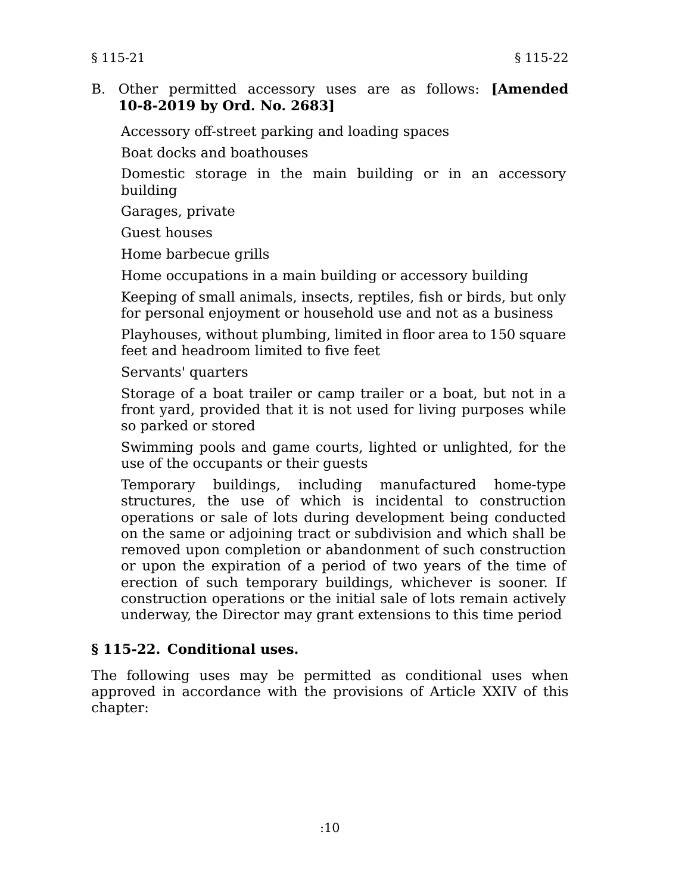B. Other permitted accessory uses are as follows: **[Amended 10-8-2019 by Ord. No. 2683]**

Accessory off-street parking and loading spaces

Boat docks and boathouses

Domestic storage in the main building or in an accessory building

Garages, private

Guest houses

Home barbecue grills

Home occupations in a main building or accessory building

Keeping of small animals, insects, reptiles, fish or birds, but only for personal enjoyment or household use and not as a business

Playhouses, without plumbing, limited in floor area to 150 square feet and headroom limited to five feet

Servants' quarters

Storage of a boat trailer or camp trailer or a boat, but not in a front yard, provided that it is not used for living purposes while so parked or stored

Swimming pools and game courts, lighted or unlighted, for the use of the occupants or their guests

Temporary buildings, including manufactured home-type structures, the use of which is incidental to construction operations or sale of lots during development being conducted on the same or adjoining tract or subdivision and which shall be removed upon completion or abandonment of such construction or upon the expiration of a period of two years of the time of erection of such temporary buildings, whichever is sooner. If construction operations or the initial sale of lots remain actively underway, the Director may grant extensions to this time period

### § 115-22. Conditional uses.

The following uses may be permitted as conditional uses when approved in accordance with the provisions of Article XXIV of this chapter: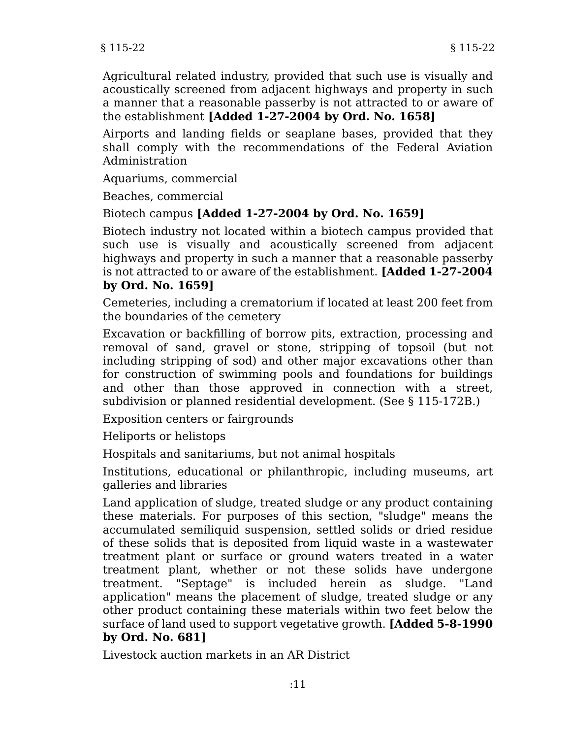Agricultural related industry, provided that such use is visually and acoustically screened from adjacent highways and property in such a manner that a reasonable passerby is not attracted to or aware of the establishment **[Added 1-27-2004 by Ord. No. 1658]**

Airports and landing fields or seaplane bases, provided that they shall comply with the recommendations of the Federal Aviation Administration

Aquariums, commercial

Beaches, commercial

Biotech campus **[Added 1-27-2004 by Ord. No. 1659]**

Biotech industry not located within a biotech campus provided that such use is visually and acoustically screened from adjacent highways and property in such a manner that a reasonable passerby is not attracted to or aware of the establishment. **[Added 1-27-2004 by Ord. No. 1659]**

Cemeteries, including a crematorium if located at least 200 feet from the boundaries of the cemetery

Excavation or backfilling of borrow pits, extraction, processing and removal of sand, gravel or stone, stripping of topsoil (but not including stripping of sod) and other major excavations other than for construction of swimming pools and foundations for buildings and other than those approved in connection with a street, subdivision or planned residential development. (See § 115-172B.)

Exposition centers or fairgrounds

Heliports or helistops

Hospitals and sanitariums, but not animal hospitals

Institutions, educational or philanthropic, including museums, art galleries and libraries

Land application of sludge, treated sludge or any product containing these materials. For purposes of this section, "sludge" means the accumulated semiliquid suspension, settled solids or dried residue of these solids that is deposited from liquid waste in a wastewater treatment plant or surface or ground waters treated in a water treatment plant, whether or not these solids have undergone treatment. "Septage" is included herein as sludge. "Land application" means the placement of sludge, treated sludge or any other product containing these materials within two feet below the surface of land used to support vegetative growth. **[Added 5-8-1990 by Ord. No. 681]**

Livestock auction markets in an AR District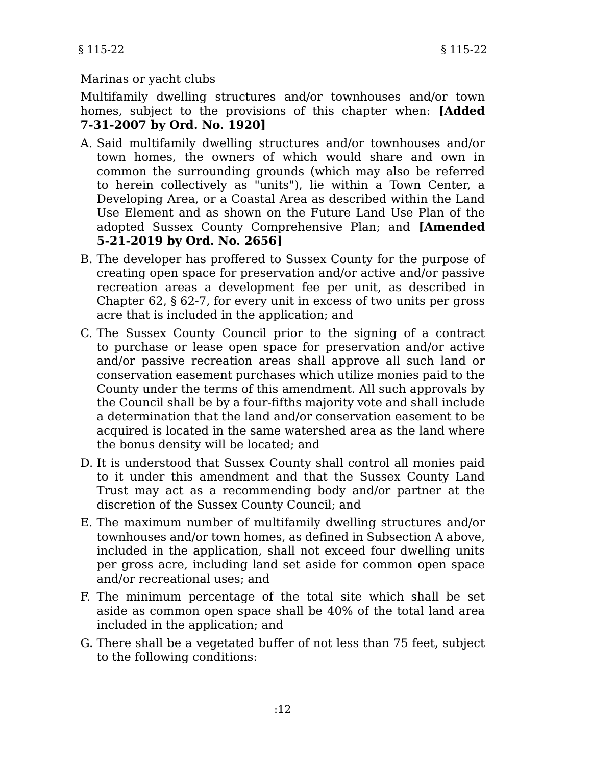Marinas or yacht clubs

Multifamily dwelling structures and/or townhouses and/or town homes, subject to the provisions of this chapter when: **[Added 7-31-2007 by Ord. No. 1920]**

A. Said multifamily dwelling structures and/or townhouses and/or town homes, the owners of which would share and own in common the surrounding grounds (which may also be referred to herein collectively as "units"), lie within a Town Center, a Developing Area, or a Coastal Area as described within the Land Use Element and as shown on the Future Land Use Plan of the adopted Sussex County Comprehensive Plan; and **[Amended 5-21-2019 by Ord. No. 2656]**

B. The developer has proffered to Sussex County for the purpose of creating open space for preservation and/or active and/or passive recreation areas a development fee per unit, as described in Chapter 62, § 62-7, for every unit in excess of two units per gross acre that is included in the application; and

C. The Sussex County Council prior to the signing of a contract to purchase or lease open space for preservation and/or active and/or passive recreation areas shall approve all such land or conservation easement purchases which utilize monies paid to the County under the terms of this amendment. All such approvals by the Council shall be by a four-fifths majority vote and shall include a determination that the land and/or conservation easement to be acquired is located in the same watershed area as the land where the bonus density will be located; and

D. It is understood that Sussex County shall control all monies paid to it under this amendment and that the Sussex County Land Trust may act as a recommending body and/or partner at the discretion of the Sussex County Council; and

E. The maximum number of multifamily dwelling structures and/or townhouses and/or town homes, as defined in Subsection A above, included in the application, shall not exceed four dwelling units per gross acre, including land set aside for common open space and/or recreational uses; and

F. The minimum percentage of the total site which shall be set aside as common open space shall be 40% of the total land area included in the application; and

G. There shall be a vegetated buffer of not less than 75 feet, subject to the following conditions: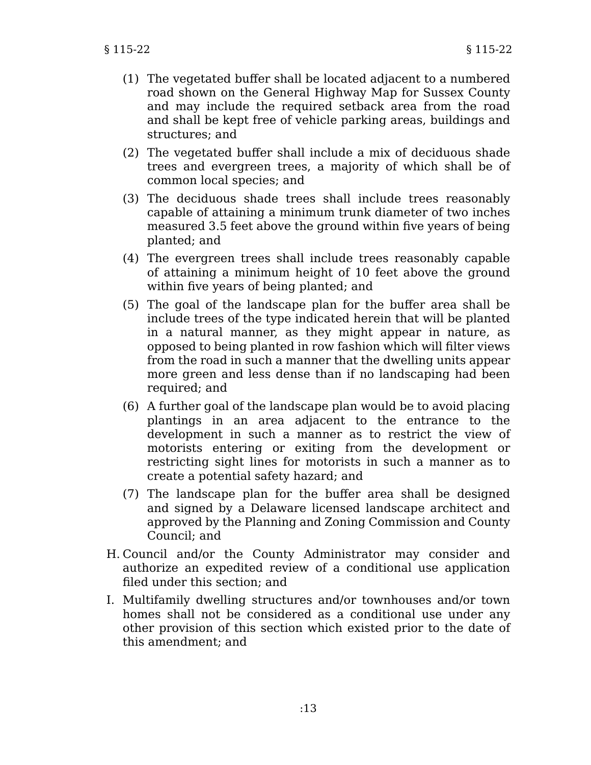(1) The vegetated buffer shall be located adjacent to a numbered road shown on the General Highway Map for Sussex County and may include the required setback area from the road and shall be kept free of vehicle parking areas, buildings and structures; and

(2) The vegetated buffer shall include a mix of deciduous shade trees and evergreen trees, a majority of which shall be of common local species; and

(3) The deciduous shade trees shall include trees reasonably capable of attaining a minimum trunk diameter of two inches measured 3.5 feet above the ground within five years of being planted; and

(4) The evergreen trees shall include trees reasonably capable of attaining a minimum height of 10 feet above the ground within five years of being planted; and

(5) The goal of the landscape plan for the buffer area shall be include trees of the type indicated herein that will be planted in a natural manner, as they might appear in nature, as opposed to being planted in row fashion which will filter views from the road in such a manner that the dwelling units appear more green and less dense than if no landscaping had been required; and

(6) A further goal of the landscape plan would be to avoid placing plantings in an area adjacent to the entrance to the development in such a manner as to restrict the view of motorists entering or exiting from the development or restricting sight lines for motorists in such a manner as to create a potential safety hazard; and

(7) The landscape plan for the buffer area shall be designed and signed by a Delaware licensed landscape architect and approved by the Planning and Zoning Commission and County Council; and

H. Council and/or the County Administrator may consider and authorize an expedited review of a conditional use application filed under this section; and

I. Multifamily dwelling structures and/or townhouses and/or town homes shall not be considered as a conditional use under any other provision of this section which existed prior to the date of this amendment; and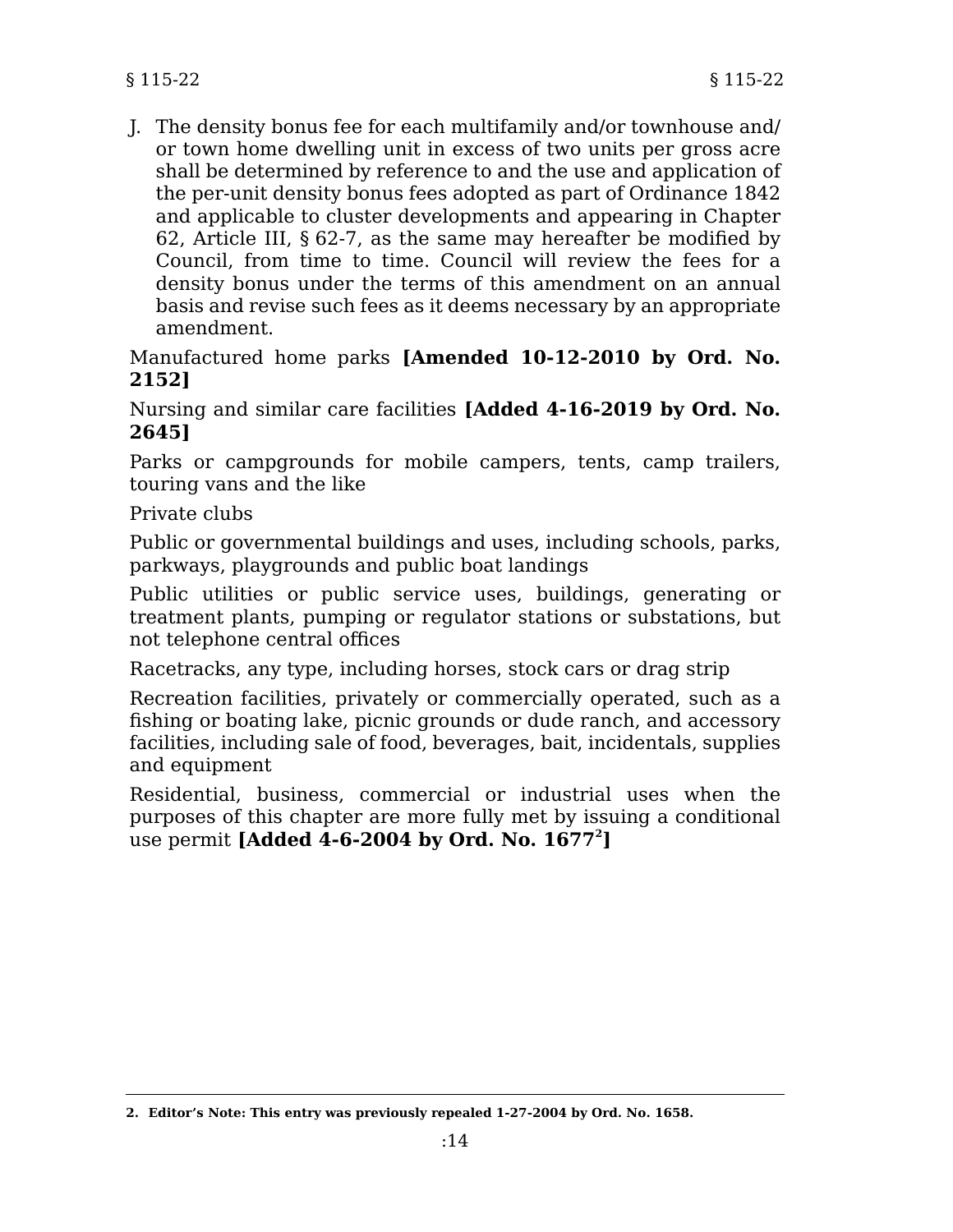J. The density bonus fee for each multifamily and/or townhouse and/or town home dwelling unit in excess of two units per gross acre shall be determined by reference to and the use and application of the per-unit density bonus fees adopted as part of Ordinance 1842 and applicable to cluster developments and appearing in Chapter 62, Article III, § 62-7, as the same may hereafter be modified by Council, from time to time. Council will review the fees for a density bonus under the terms of this amendment on an annual basis and revise such fees as it deems necessary by an appropriate amendment.

Manufactured home parks **[Amended 10-12-2010 by Ord. No. 2152]**

Nursing and similar care facilities **[Added 4-16-2019 by Ord. No. 2645]**

Parks or campgrounds for mobile campers, tents, camp trailers, touring vans and the like

Private clubs

Public or governmental buildings and uses, including schools, parks, parkways, playgrounds and public boat landings

Public utilities or public service uses, buildings, generating or treatment plants, pumping or regulator stations or substations, but not telephone central offices

Racetracks, any type, including horses, stock cars or drag strip

Recreation facilities, privately or commercially operated, such as a fishing or boating lake, picnic grounds or dude ranch, and accessory facilities, including sale of food, beverages, bait, incidentals, supplies and equipment

Residential, business, commercial or industrial uses when the purposes of this chapter are more fully met by issuing a conditional use permit **[Added 4-6-2004 by Ord. No. 1677[2]]**

---

**2. Editor's Note: This entry was previously repealed 1-27-2004 by Ord. No. 1658.**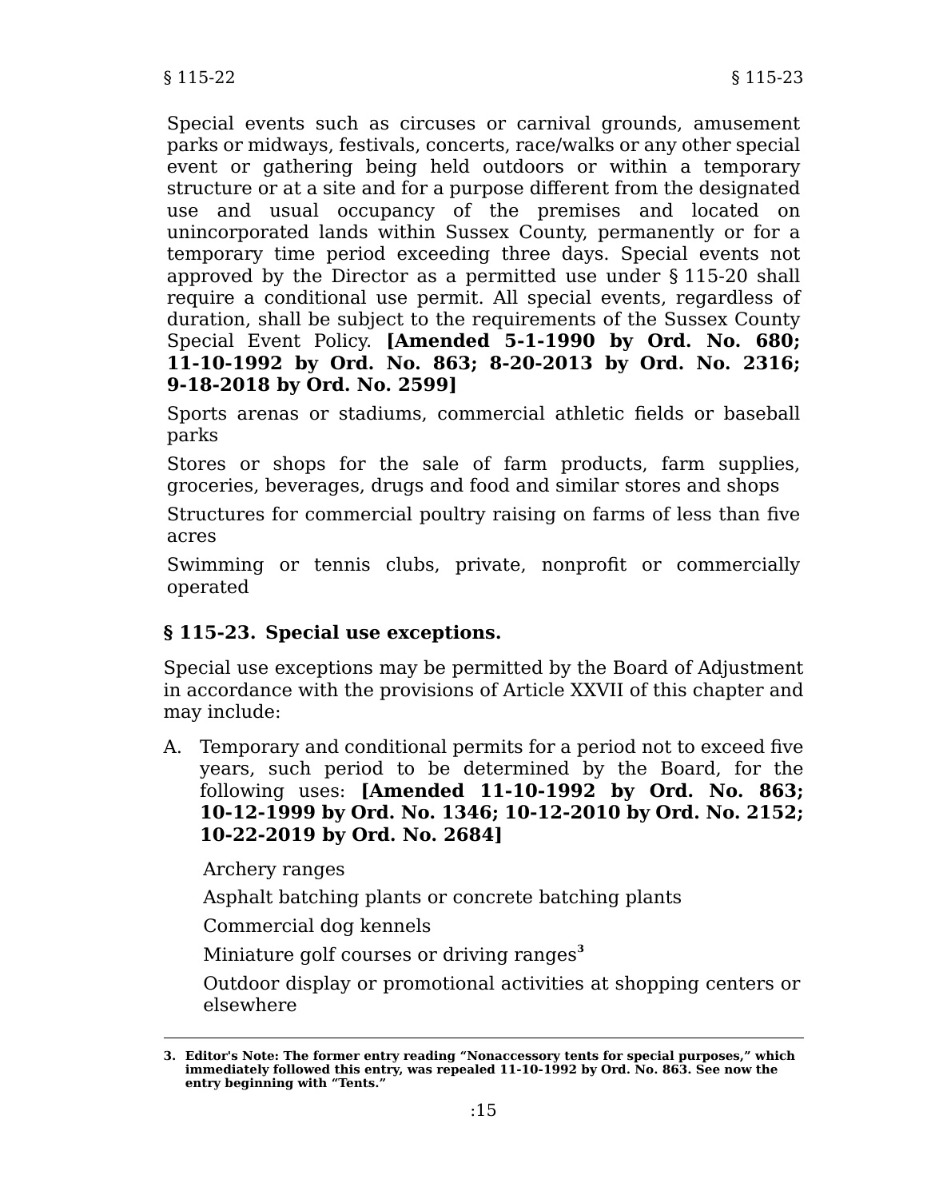Special events such as circuses or carnival grounds, amusement parks or midways, festivals, concerts, race/walks or any other special event or gathering being held outdoors or within a temporary structure or at a site and for a purpose different from the designated use and usual occupancy of the premises and located on unincorporated lands within Sussex County, permanently or for a temporary time period exceeding three days. Special events not approved by the Director as a permitted use under § 115-20 shall require a conditional use permit. All special events, regardless of duration, shall be subject to the requirements of the Sussex County Special Event Policy. **[Amended 5-1-1990 by Ord. No. 680; 11-10-1992 by Ord. No. 863; 8-20-2013 by Ord. No. 2316; 9-18-2018 by Ord. No. 2599]**

Sports arenas or stadiums, commercial athletic fields or baseball parks

Stores or shops for the sale of farm products, farm supplies, groceries, beverages, drugs and food and similar stores and shops

Structures for commercial poultry raising on farms of less than five acres

Swimming or tennis clubs, private, nonprofit or commercially operated

### § 115-23. Special use exceptions.

Special use exceptions may be permitted by the Board of Adjustment in accordance with the provisions of Article XXVII of this chapter and may include:

A. Temporary and conditional permits for a period not to exceed five years, such period to be determined by the Board, for the following uses: **[Amended 11-10-1992 by Ord. No. 863; 10-12-1999 by Ord. No. 1346; 10-12-2010 by Ord. No. 2152; 10-22-2019 by Ord. No. 2684]**

   Archery ranges

   Asphalt batching plants or concrete batching plants

   Commercial dog kennels

   Miniature golf courses or driving ranges[3]

   Outdoor display or promotional activities at shopping centers or elsewhere

3. Editor's Note: The former entry reading "Nonaccessory tents for special purposes," which immediately followed this entry, was repealed 11-10-1992 by Ord. No. 863. See now the entry beginning with "Tents."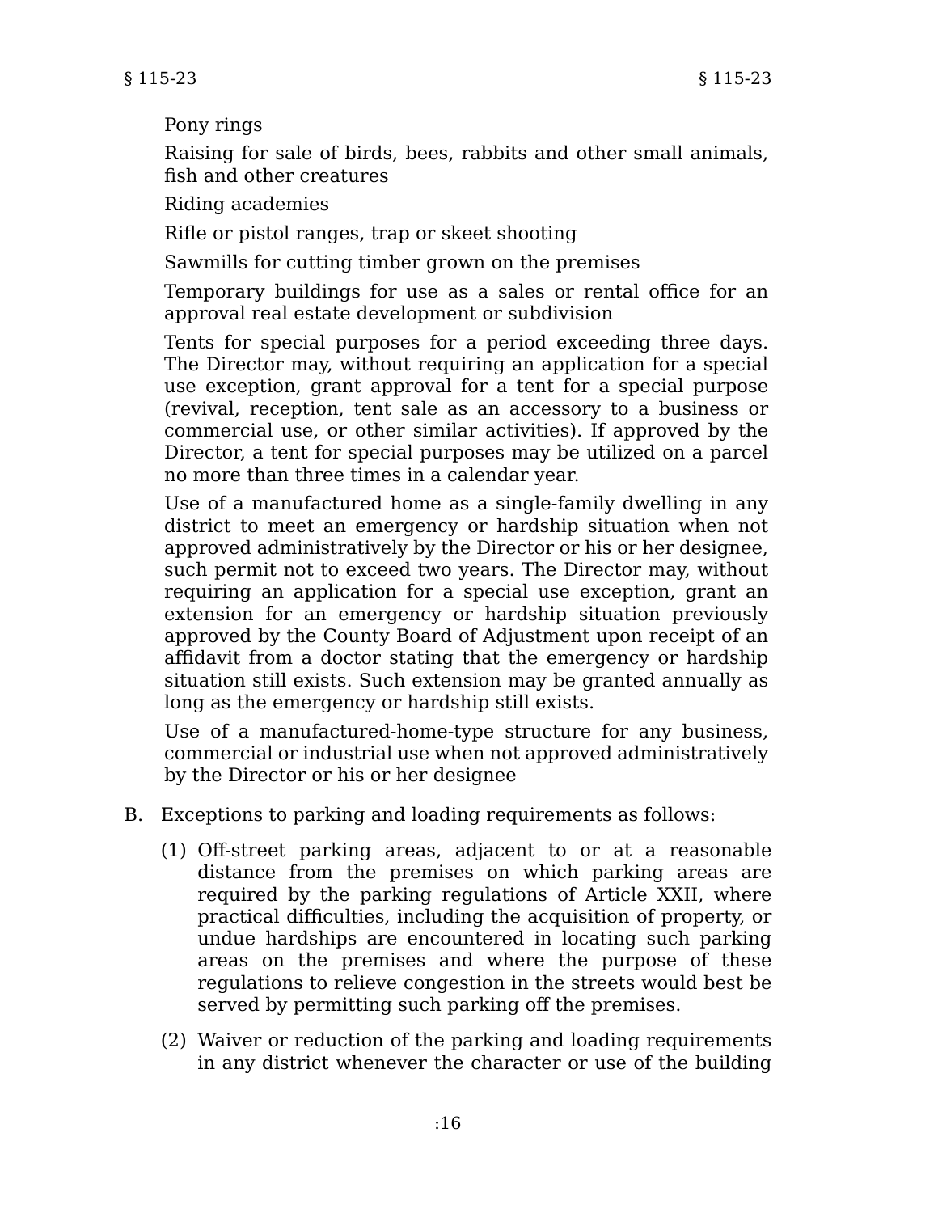Pony rings

Raising for sale of birds, bees, rabbits and other small animals, fish and other creatures

Riding academies

Rifle or pistol ranges, trap or skeet shooting

Sawmills for cutting timber grown on the premises

Temporary buildings for use as a sales or rental office for an approval real estate development or subdivision

Tents for special purposes for a period exceeding three days. The Director may, without requiring an application for a special use exception, grant approval for a tent for a special purpose (revival, reception, tent sale as an accessory to a business or commercial use, or other similar activities). If approved by the Director, a tent for special purposes may be utilized on a parcel no more than three times in a calendar year.

Use of a manufactured home as a single-family dwelling in any district to meet an emergency or hardship situation when not approved administratively by the Director or his or her designee, such permit not to exceed two years. The Director may, without requiring an application for a special use exception, grant an extension for an emergency or hardship situation previously approved by the County Board of Adjustment upon receipt of an affidavit from a doctor stating that the emergency or hardship situation still exists. Such extension may be granted annually as long as the emergency or hardship still exists.

Use of a manufactured-home-type structure for any business, commercial or industrial use when not approved administratively by the Director or his or her designee

B. Exceptions to parking and loading requirements as follows:

(1) Off-street parking areas, adjacent to or at a reasonable distance from the premises on which parking areas are required by the parking regulations of Article XXII, where practical difficulties, including the acquisition of property, or undue hardships are encountered in locating such parking areas on the premises and where the purpose of these regulations to relieve congestion in the streets would best be served by permitting such parking off the premises.

(2) Waiver or reduction of the parking and loading requirements in any district whenever the character or use of the building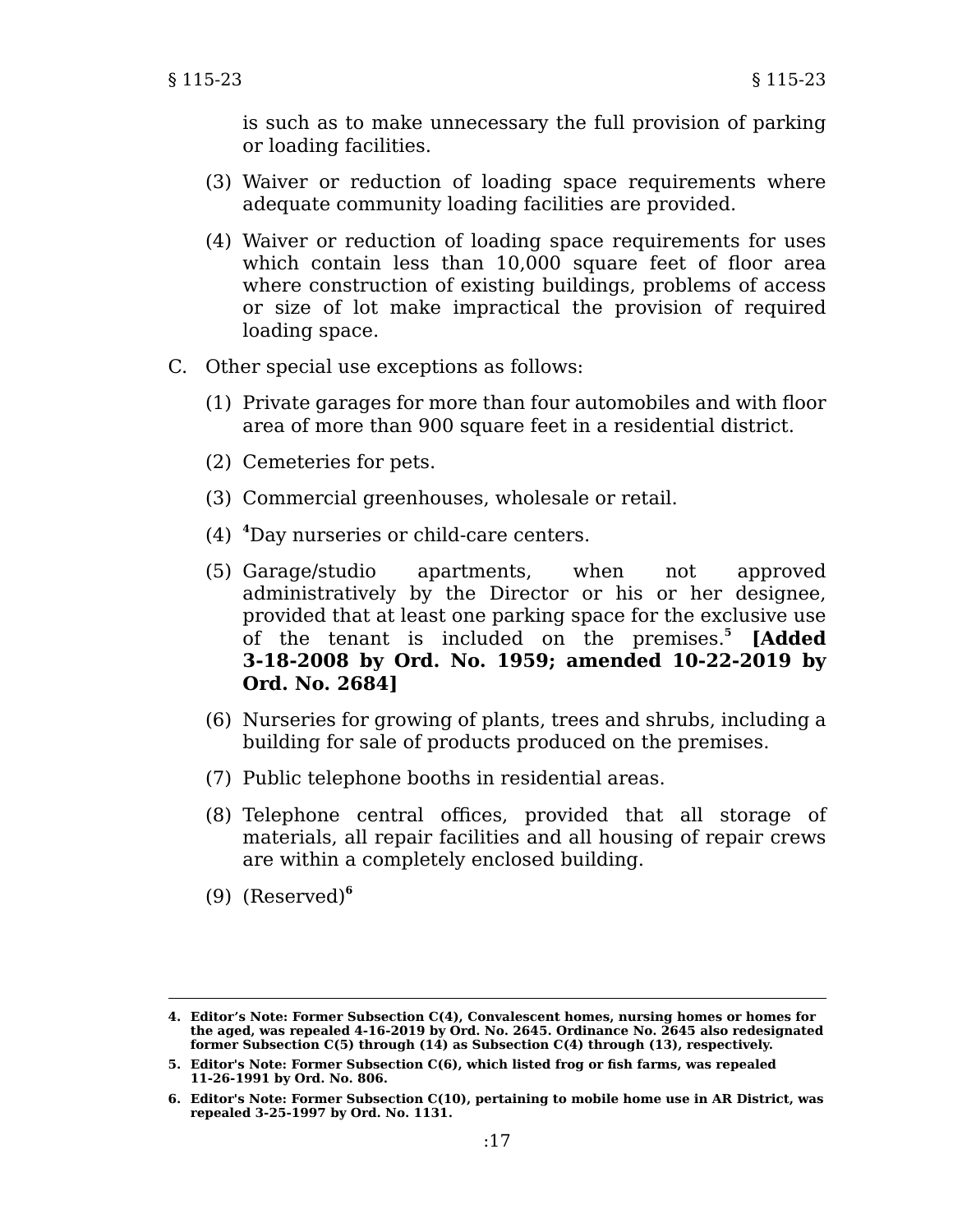is such as to make unnecessary the full provision of parking or loading facilities.

(3) Waiver or reduction of loading space requirements where adequate community loading facilities are provided.

(4) Waiver or reduction of loading space requirements for uses which contain less than 10,000 square feet of floor area where construction of existing buildings, problems of access or size of lot make impractical the provision of required loading space.

C. Other special use exceptions as follows:

(1) Private garages for more than four automobiles and with floor area of more than 900 square feet in a residential district.

(2) Cemeteries for pets.

(3) Commercial greenhouses, wholesale or retail.

(4) [4]Day nurseries or child-care centers.

(5) Garage/studio apartments, when not approved administratively by the Director or his or her designee, provided that at least one parking space for the exclusive use of the tenant is included on the premises.[5] **[Added 3-18-2008 by Ord. No. 1959; amended 10-22-2019 by Ord. No. 2684]**

(6) Nurseries for growing of plants, trees and shrubs, including a building for sale of products produced on the premises.

(7) Public telephone booths in residential areas.

(8) Telephone central offices, provided that all storage of materials, all repair facilities and all housing of repair crews are within a completely enclosed building.

(9) (Reserved)[6]

---

**4. Editor's Note: Former Subsection C(4), Convalescent homes, nursing homes or homes for the aged, was repealed 4-16-2019 by Ord. No. 2645. Ordinance No. 2645 also redesignated former Subsection C(5) through (14) as Subsection C(4) through (13), respectively.**

**5. Editor's Note: Former Subsection C(6), which listed frog or fish farms, was repealed 11-26-1991 by Ord. No. 806.**

**6. Editor's Note: Former Subsection C(10), pertaining to mobile home use in AR District, was repealed 3-25-1997 by Ord. No. 1131.**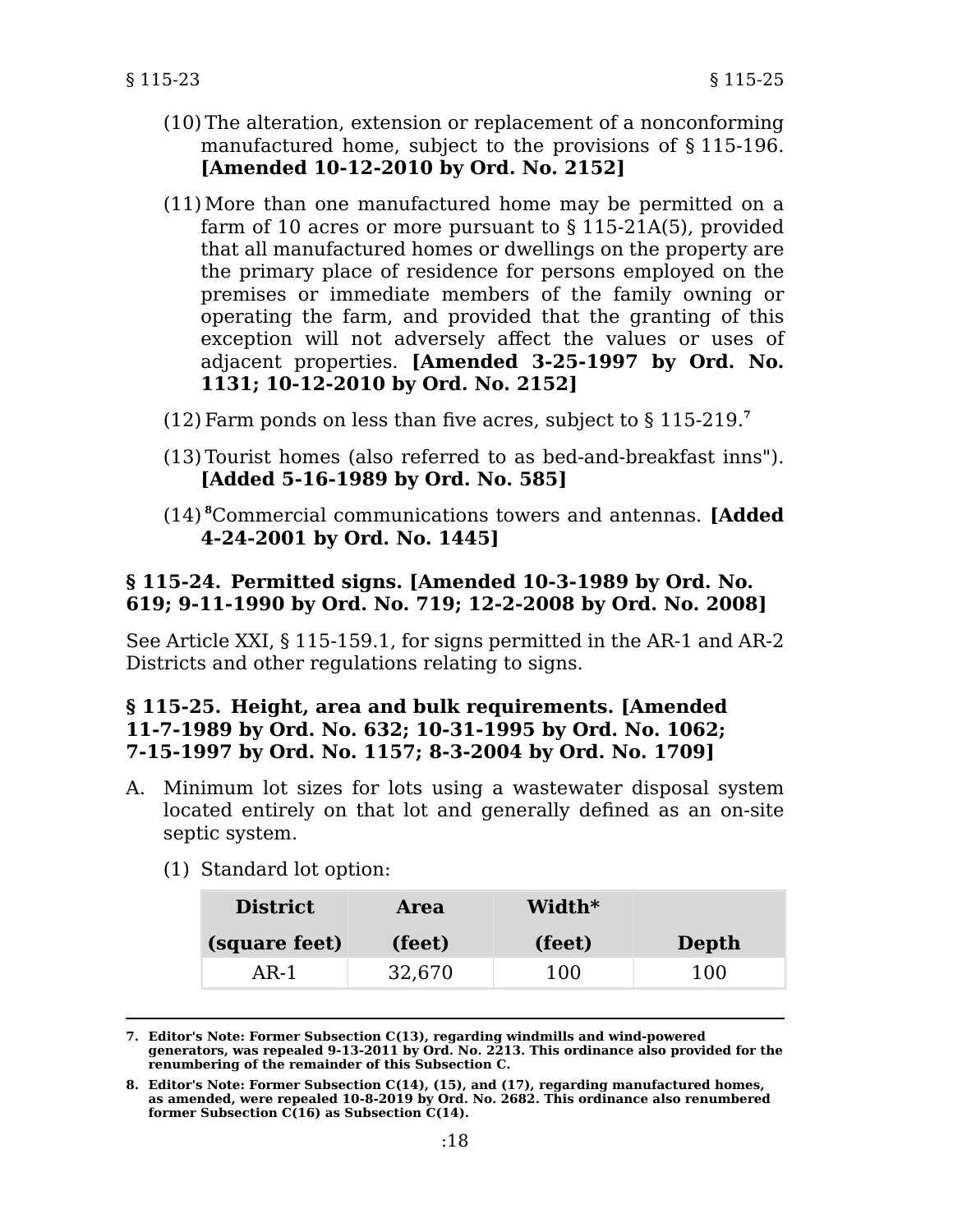(10) The alteration, extension or replacement of a nonconforming manufactured home, subject to the provisions of § 115-196. **[Amended 10-12-2010 by Ord. No. 2152]**

(11) More than one manufactured home may be permitted on a farm of 10 acres or more pursuant to § 115-21A(5), provided that all manufactured homes or dwellings on the property are the primary place of residence for persons employed on the premises or immediate members of the family owning or operating the farm, and provided that the granting of this exception will not adversely affect the values or uses of adjacent properties. **[Amended 3-25-1997 by Ord. No. 1131; 10-12-2010 by Ord. No. 2152]**

(12) Farm ponds on less than five acres, subject to § 115-219.[7]

(13) Tourist homes (also referred to as bed-and-breakfast inns"). **[Added 5-16-1989 by Ord. No. 585]**

(14) [8]Commercial communications towers and antennas. **[Added 4-24-2001 by Ord. No. 1445]**

### § 115-24. Permitted signs. [Amended 10-3-1989 by Ord. No. 619; 9-11-1990 by Ord. No. 719; 12-2-2008 by Ord. No. 2008]

See Article XXI, § 115-159.1, for signs permitted in the AR-1 and AR-2 Districts and other regulations relating to signs.

### § 115-25. Height, area and bulk requirements. [Amended 11-7-1989 by Ord. No. 632; 10-31-1995 by Ord. No. 1062; 7-15-1997 by Ord. No. 1157; 8-3-2004 by Ord. No. 1709]

A. Minimum lot sizes for lots using a wastewater disposal system located entirely on that lot and generally defined as an on-site septic system.

(1) Standard lot option:

| District (square feet) | Area (feet) | Width* (feet) | Depth |
|---|---|---|---|
| AR-1 | 32,670 | 100 | 100 |

---

7. **Editor's Note: Former Subsection C(13), regarding windmills and wind-powered generators, was repealed 9-13-2011 by Ord. No. 2213. This ordinance also provided for the renumbering of the remainder of this Subsection C.**

8. **Editor's Note: Former Subsection C(14), (15), and (17), regarding manufactured homes, as amended, were repealed 10-8-2019 by Ord. No. 2682. This ordinance also renumbered former Subsection C(16) as Subsection C(14).**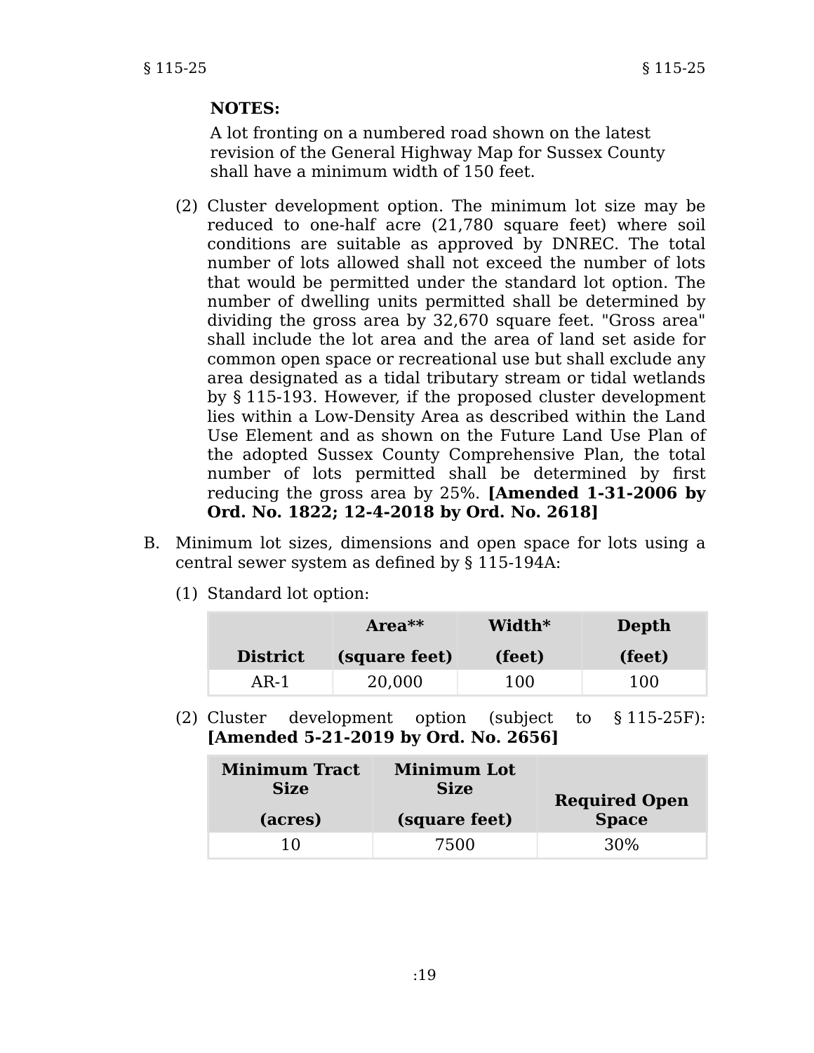**NOTES:**

A lot fronting on a numbered road shown on the latest revision of the General Highway Map for Sussex County shall have a minimum width of 150 feet.

(2) Cluster development option. The minimum lot size may be reduced to one-half acre (21,780 square feet) where soil conditions are suitable as approved by DNREC. The total number of lots allowed shall not exceed the number of lots that would be permitted under the standard lot option. The number of dwelling units permitted shall be determined by dividing the gross area by 32,670 square feet. "Gross area" shall include the lot area and the area of land set aside for common open space or recreational use but shall exclude any area designated as a tidal tributary stream or tidal wetlands by § 115-193. However, if the proposed cluster development lies within a Low-Density Area as described within the Land Use Element and as shown on the Future Land Use Plan of the adopted Sussex County Comprehensive Plan, the total number of lots permitted shall be determined by first reducing the gross area by 25%. **[Amended 1-31-2006 by Ord. No. 1822; 12-4-2018 by Ord. No. 2618]**

B. Minimum lot sizes, dimensions and open space for lots using a central sewer system as defined by § 115-194A:

(1) Standard lot option:

| District | Area** (square feet) | Width* (feet) | Depth (feet) |
|---|---|---|---|
| AR-1 | 20,000 | 100 | 100 |

(2) Cluster development option (subject to § 115-25F): **[Amended 5-21-2019 by Ord. No. 2656]**

| Minimum Tract Size (acres) | Minimum Lot Size (square feet) | Required Open Space |
|---|---|---|
| 10 | 7500 | 30% |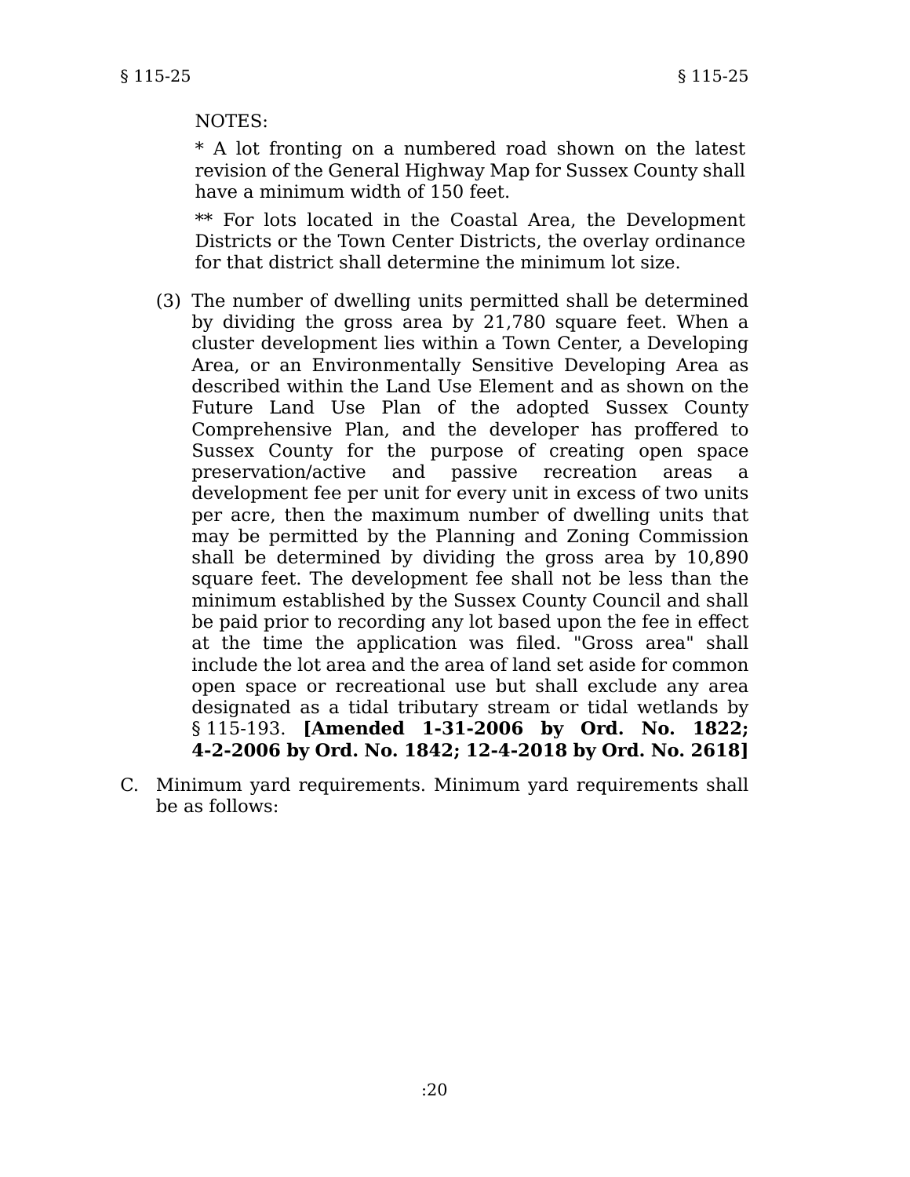NOTES:

* A lot fronting on a numbered road shown on the latest revision of the General Highway Map for Sussex County shall have a minimum width of 150 feet.

** For lots located in the Coastal Area, the Development Districts or the Town Center Districts, the overlay ordinance for that district shall determine the minimum lot size.

(3) The number of dwelling units permitted shall be determined by dividing the gross area by 21,780 square feet. When a cluster development lies within a Town Center, a Developing Area, or an Environmentally Sensitive Developing Area as described within the Land Use Element and as shown on the Future Land Use Plan of the adopted Sussex County Comprehensive Plan, and the developer has proffered to Sussex County for the purpose of creating open space preservation/active and passive recreation areas a development fee per unit for every unit in excess of two units per acre, then the maximum number of dwelling units that may be permitted by the Planning and Zoning Commission shall be determined by dividing the gross area by 10,890 square feet. The development fee shall not be less than the minimum established by the Sussex County Council and shall be paid prior to recording any lot based upon the fee in effect at the time the application was filed. "Gross area" shall include the lot area and the area of land set aside for common open space or recreational use but shall exclude any area designated as a tidal tributary stream or tidal wetlands by § 115-193. **[Amended 1-31-2006 by Ord. No. 1822; 4-2-2006 by Ord. No. 1842; 12-4-2018 by Ord. No. 2618]**

C. Minimum yard requirements. Minimum yard requirements shall be as follows: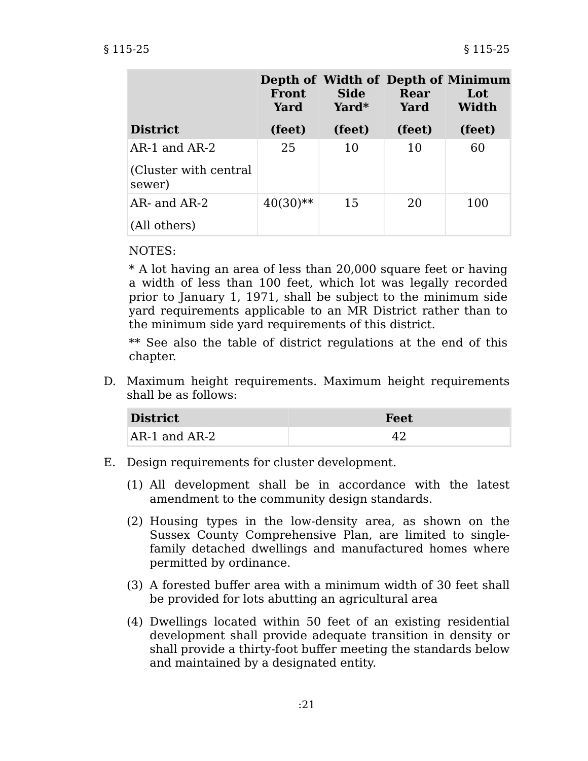| District | Depth of Front Yard (feet) | Width of Side Yard* (feet) | Depth of Rear Yard (feet) | Minimum Lot Width (feet) |
|---|---|---|---|---|
| AR-1 and AR-2 (Cluster with central sewer) | 25 | 10 | 10 | 60 |
| AR- and AR-2 (All others) | 40(30)** | 15 | 20 | 100 |

NOTES:

* A lot having an area of less than 20,000 square feet or having a width of less than 100 feet, which lot was legally recorded prior to January 1, 1971, shall be subject to the minimum side yard requirements applicable to an MR District rather than to the minimum side yard requirements of this district.

** See also the table of district regulations at the end of this chapter.

D. Maximum height requirements. Maximum height requirements shall be as follows:

| District | Feet |
|---|---|
| AR-1 and AR-2 | 42 |

E. Design requirements for cluster development.

(1) All development shall be in accordance with the latest amendment to the community design standards.

(2) Housing types in the low-density area, as shown on the Sussex County Comprehensive Plan, are limited to single-family detached dwellings and manufactured homes where permitted by ordinance.

(3) A forested buffer area with a minimum width of 30 feet shall be provided for lots abutting an agricultural area

(4) Dwellings located within 50 feet of an existing residential development shall provide adequate transition in density or shall provide a thirty-foot buffer meeting the standards below and maintained by a designated entity.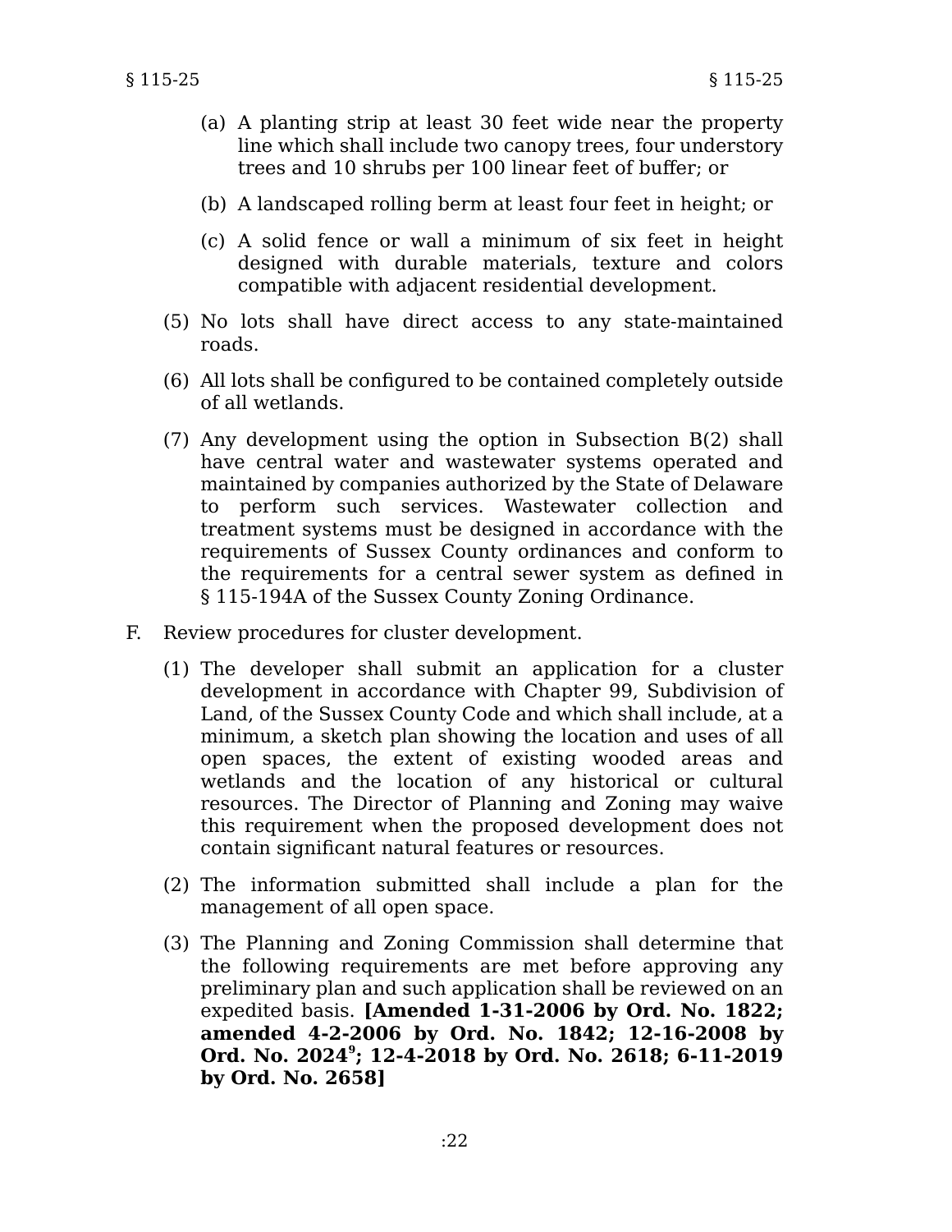(a) A planting strip at least 30 feet wide near the property line which shall include two canopy trees, four understory trees and 10 shrubs per 100 linear feet of buffer; or

(b) A landscaped rolling berm at least four feet in height; or

(c) A solid fence or wall a minimum of six feet in height designed with durable materials, texture and colors compatible with adjacent residential development.

(5) No lots shall have direct access to any state-maintained roads.

(6) All lots shall be configured to be contained completely outside of all wetlands.

(7) Any development using the option in Subsection B(2) shall have central water and wastewater systems operated and maintained by companies authorized by the State of Delaware to perform such services. Wastewater collection and treatment systems must be designed in accordance with the requirements of Sussex County ordinances and conform to the requirements for a central sewer system as defined in § 115-194A of the Sussex County Zoning Ordinance.

F. Review procedures for cluster development.

(1) The developer shall submit an application for a cluster development in accordance with Chapter 99, Subdivision of Land, of the Sussex County Code and which shall include, at a minimum, a sketch plan showing the location and uses of all open spaces, the extent of existing wooded areas and wetlands and the location of any historical or cultural resources. The Director of Planning and Zoning may waive this requirement when the proposed development does not contain significant natural features or resources.

(2) The information submitted shall include a plan for the management of all open space.

(3) The Planning and Zoning Commission shall determine that the following requirements are met before approving any preliminary plan and such application shall be reviewed on an expedited basis. **[Amended 1-31-2006 by Ord. No. 1822; amended 4-2-2006 by Ord. No. 1842; 12-16-2008 by Ord. No. 2024[9]; 12-4-2018 by Ord. No. 2618; 6-11-2019 by Ord. No. 2658]**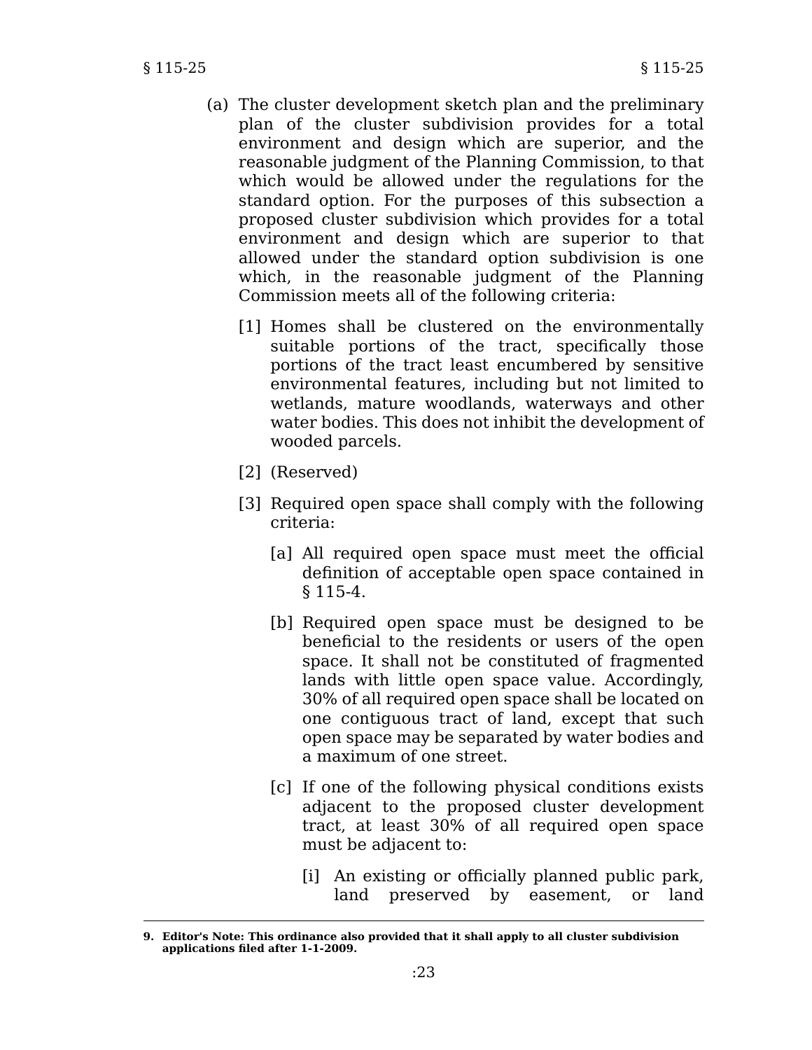(a) The cluster development sketch plan and the preliminary plan of the cluster subdivision provides for a total environment and design which are superior, and the reasonable judgment of the Planning Commission, to that which would be allowed under the regulations for the standard option. For the purposes of this subsection a proposed cluster subdivision which provides for a total environment and design which are superior to that allowed under the standard option subdivision is one which, in the reasonable judgment of the Planning Commission meets all of the following criteria:

[1] Homes shall be clustered on the environmentally suitable portions of the tract, specifically those portions of the tract least encumbered by sensitive environmental features, including but not limited to wetlands, mature woodlands, waterways and other water bodies. This does not inhibit the development of wooded parcels.

[2] (Reserved)

[3] Required open space shall comply with the following criteria:

[a] All required open space must meet the official definition of acceptable open space contained in § 115-4.

[b] Required open space must be designed to be beneficial to the residents or users of the open space. It shall not be constituted of fragmented lands with little open space value. Accordingly, 30% of all required open space shall be located on one contiguous tract of land, except that such open space may be separated by water bodies and a maximum of one street.

[c] If one of the following physical conditions exists adjacent to the proposed cluster development tract, at least 30% of all required open space must be adjacent to:

[i] An existing or officially planned public park, land preserved by easement, or land

---

9. **Editor's Note: This ordinance also provided that it shall apply to all cluster subdivision applications filed after 1-1-2009.**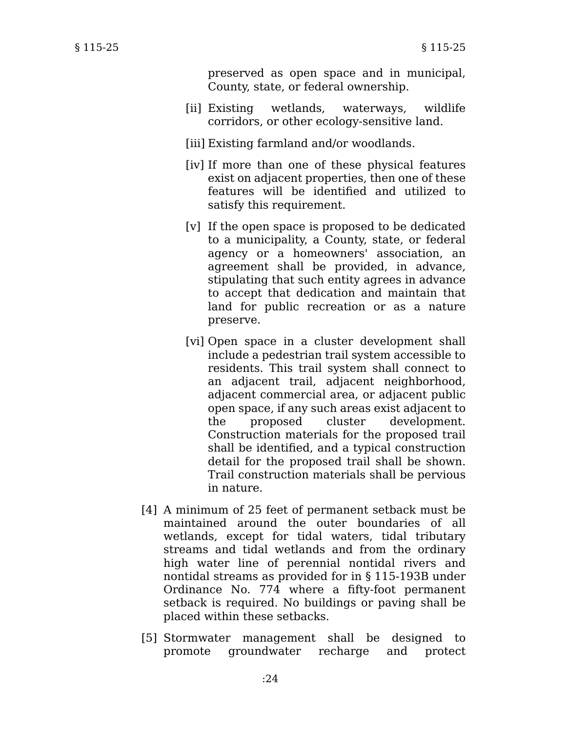preserved as open space and in municipal, County, state, or federal ownership.

[ii] Existing wetlands, waterways, wildlife corridors, or other ecology-sensitive land.

[iii] Existing farmland and/or woodlands.

[iv] If more than one of these physical features exist on adjacent properties, then one of these features will be identified and utilized to satisfy this requirement.

[v] If the open space is proposed to be dedicated to a municipality, a County, state, or federal agency or a homeowners' association, an agreement shall be provided, in advance, stipulating that such entity agrees in advance to accept that dedication and maintain that land for public recreation or as a nature preserve.

[vi] Open space in a cluster development shall include a pedestrian trail system accessible to residents. This trail system shall connect to an adjacent trail, adjacent neighborhood, adjacent commercial area, or adjacent public open space, if any such areas exist adjacent to the proposed cluster development. Construction materials for the proposed trail shall be identified, and a typical construction detail for the proposed trail shall be shown. Trail construction materials shall be pervious in nature.

[4] A minimum of 25 feet of permanent setback must be maintained around the outer boundaries of all wetlands, except for tidal waters, tidal tributary streams and tidal wetlands and from the ordinary high water line of perennial nontidal rivers and nontidal streams as provided for in § 115-193B under Ordinance No. 774 where a fifty-foot permanent setback is required. No buildings or paving shall be placed within these setbacks.

[5] Stormwater management shall be designed to promote groundwater recharge and protect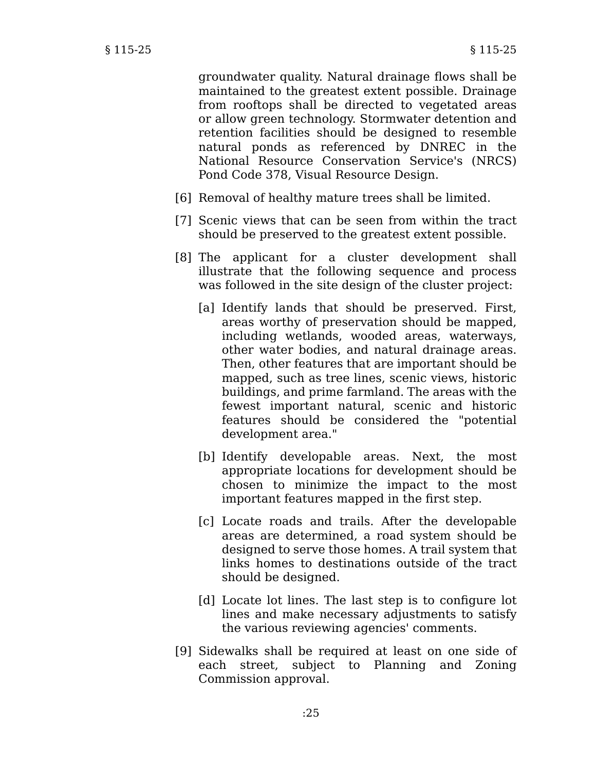groundwater quality. Natural drainage flows shall be maintained to the greatest extent possible. Drainage from rooftops shall be directed to vegetated areas or allow green technology. Stormwater detention and retention facilities should be designed to resemble natural ponds as referenced by DNREC in the National Resource Conservation Service's (NRCS) Pond Code 378, Visual Resource Design.

[6] Removal of healthy mature trees shall be limited.

[7] Scenic views that can be seen from within the tract should be preserved to the greatest extent possible.

[8] The applicant for a cluster development shall illustrate that the following sequence and process was followed in the site design of the cluster project:

[a] Identify lands that should be preserved. First, areas worthy of preservation should be mapped, including wetlands, wooded areas, waterways, other water bodies, and natural drainage areas. Then, other features that are important should be mapped, such as tree lines, scenic views, historic buildings, and prime farmland. The areas with the fewest important natural, scenic and historic features should be considered the "potential development area."

[b] Identify developable areas. Next, the most appropriate locations for development should be chosen to minimize the impact to the most important features mapped in the first step.

[c] Locate roads and trails. After the developable areas are determined, a road system should be designed to serve those homes. A trail system that links homes to destinations outside of the tract should be designed.

[d] Locate lot lines. The last step is to configure lot lines and make necessary adjustments to satisfy the various reviewing agencies' comments.

[9] Sidewalks shall be required at least on one side of each street, subject to Planning and Zoning Commission approval.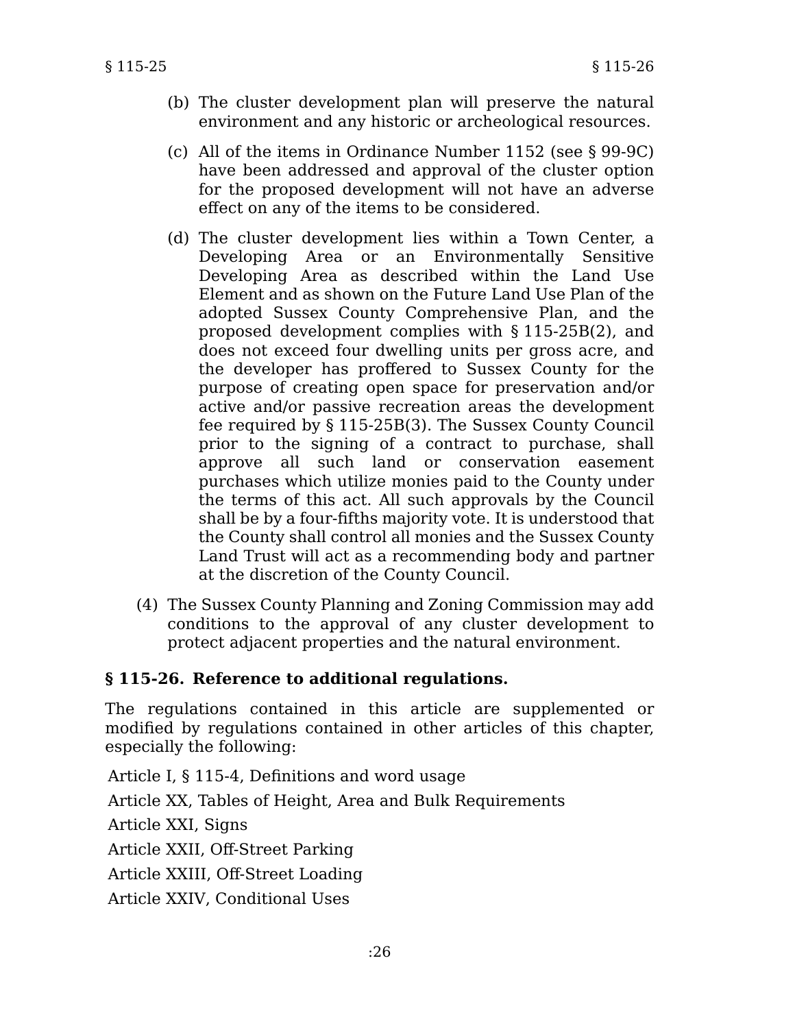(b) The cluster development plan will preserve the natural environment and any historic or archeological resources.

(c) All of the items in Ordinance Number 1152 (see § 99-9C) have been addressed and approval of the cluster option for the proposed development will not have an adverse effect on any of the items to be considered.

(d) The cluster development lies within a Town Center, a Developing Area or an Environmentally Sensitive Developing Area as described within the Land Use Element and as shown on the Future Land Use Plan of the adopted Sussex County Comprehensive Plan, and the proposed development complies with § 115-25B(2), and does not exceed four dwelling units per gross acre, and the developer has proffered to Sussex County for the purpose of creating open space for preservation and/or active and/or passive recreation areas the development fee required by § 115-25B(3). The Sussex County Council prior to the signing of a contract to purchase, shall approve all such land or conservation easement purchases which utilize monies paid to the County under the terms of this act. All such approvals by the Council shall be by a four-fifths majority vote. It is understood that the County shall control all monies and the Sussex County Land Trust will act as a recommending body and partner at the discretion of the County Council.

(4) The Sussex County Planning and Zoning Commission may add conditions to the approval of any cluster development to protect adjacent properties and the natural environment.

**§ 115-26. Reference to additional regulations.**

The regulations contained in this article are supplemented or modified by regulations contained in other articles of this chapter, especially the following:

Article I, § 115-4, Definitions and word usage

Article XX, Tables of Height, Area and Bulk Requirements

Article XXI, Signs

Article XXII, Off-Street Parking

Article XXIII, Off-Street Loading

Article XXIV, Conditional Uses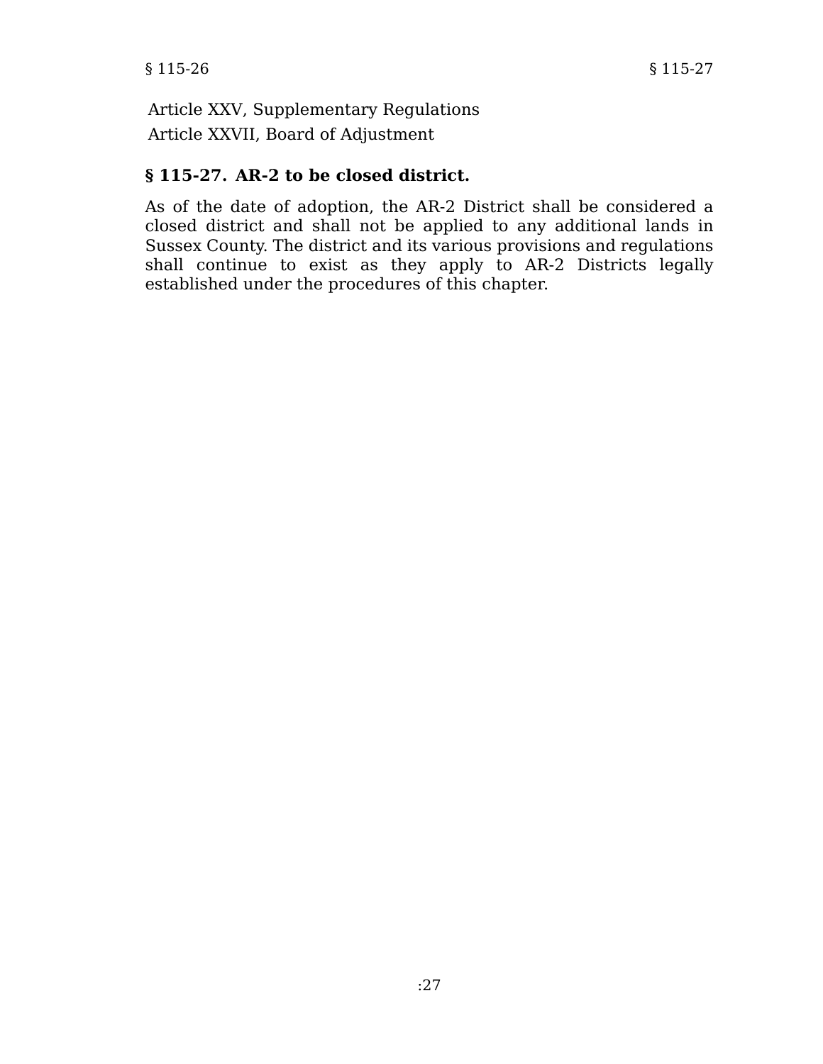Article XXV, Supplementary Regulations

Article XXVII, Board of Adjustment

### § 115-27. AR-2 to be closed district.

As of the date of adoption, the AR-2 District shall be considered a closed district and shall not be applied to any additional lands in Sussex County. The district and its various provisions and regulations shall continue to exist as they apply to AR-2 Districts legally established under the procedures of this chapter.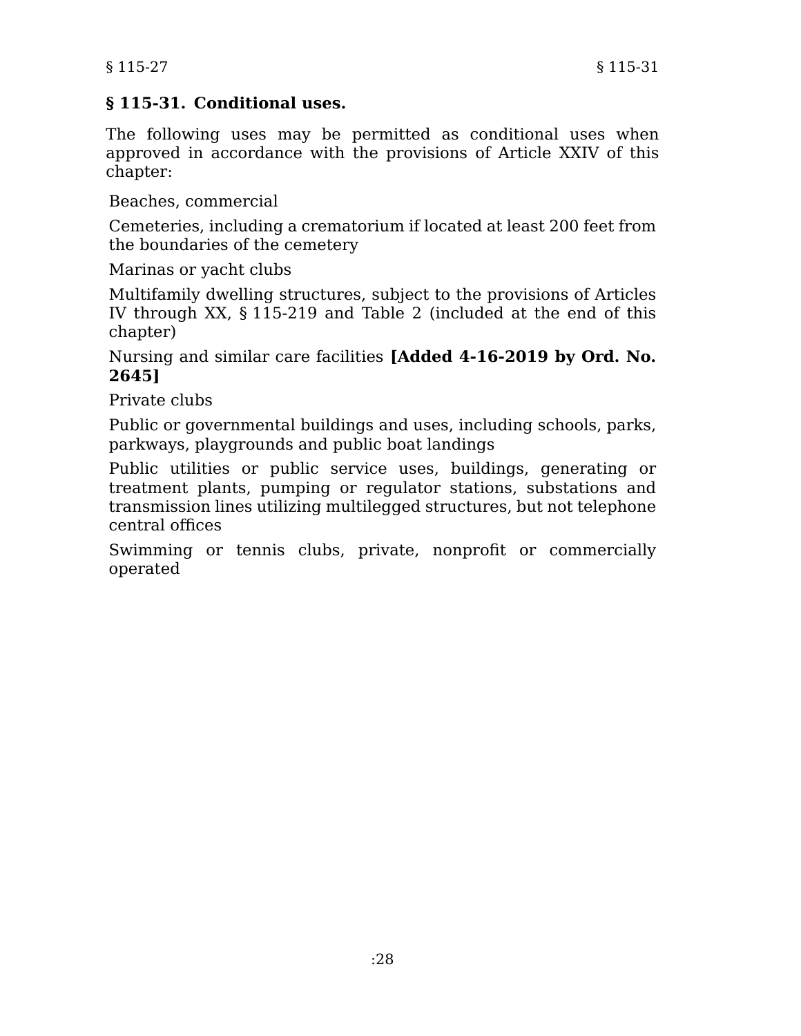### § 115-31. Conditional uses.

The following uses may be permitted as conditional uses when approved in accordance with the provisions of Article XXIV of this chapter:

Beaches, commercial

Cemeteries, including a crematorium if located at least 200 feet from the boundaries of the cemetery

Marinas or yacht clubs

Multifamily dwelling structures, subject to the provisions of Articles IV through XX, § 115-219 and Table 2 (included at the end of this chapter)

Nursing and similar care facilities **[Added 4-16-2019 by Ord. No. 2645]**

Private clubs

Public or governmental buildings and uses, including schools, parks, parkways, playgrounds and public boat landings

Public utilities or public service uses, buildings, generating or treatment plants, pumping or regulator stations, substations and transmission lines utilizing multilegged structures, but not telephone central offices

Swimming or tennis clubs, private, nonprofit or commercially operated